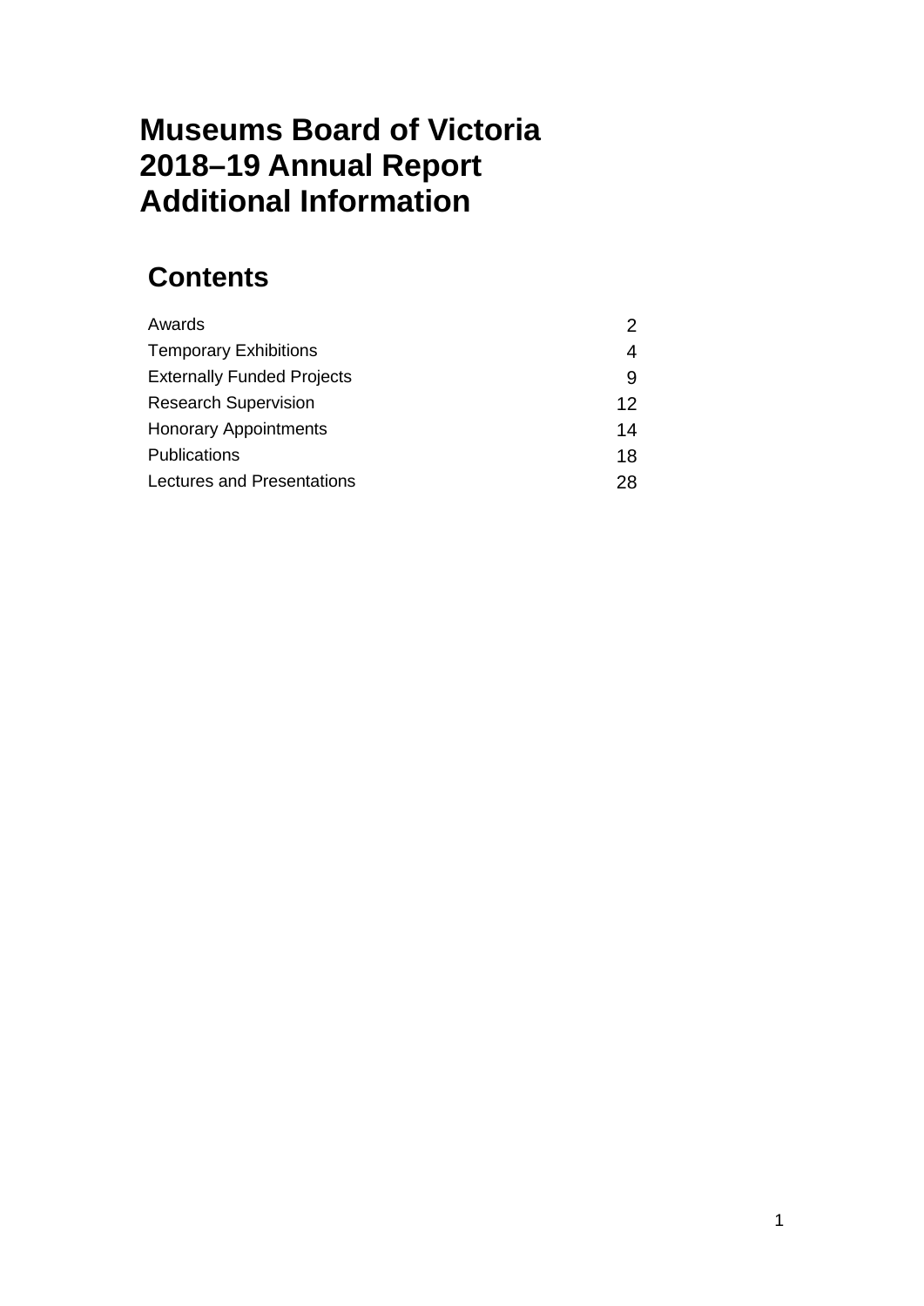# Museums Board of Victoria 2018–19 Annual Report Additional Information

## Contents

| | |
|---|---|
| Awards | 2 |
| Temporary Exhibitions | 4 |
| Externally Funded Projects | 9 |
| Research Supervision | 12 |
| Honorary Appointments | 14 |
| Publications | 18 |
| Lectures and Presentations | 28 |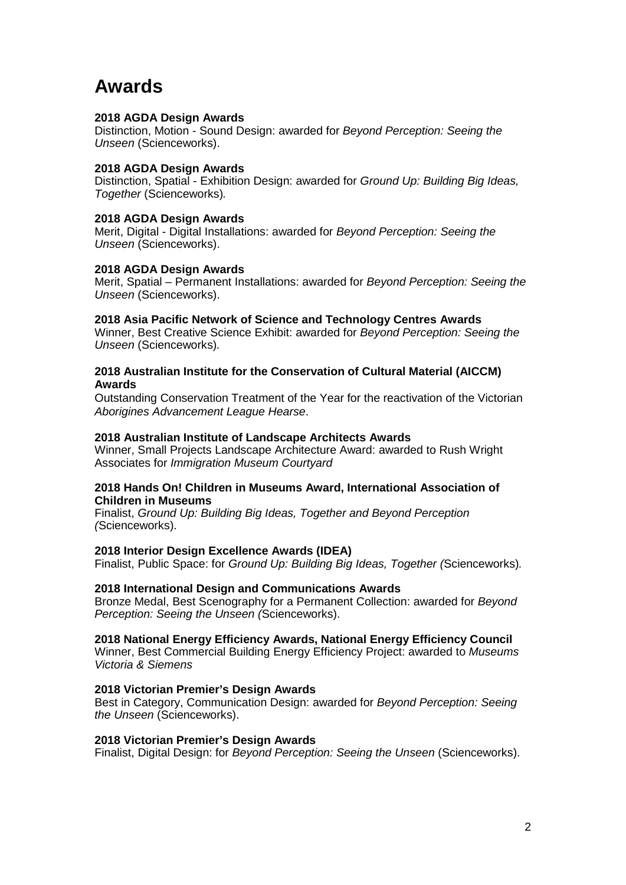# Awards

**2018 AGDA Design Awards**
Distinction, Motion - Sound Design: awarded for *Beyond Perception: Seeing the Unseen* (Scienceworks).

**2018 AGDA Design Awards**
Distinction, Spatial - Exhibition Design: awarded for *Ground Up: Building Big Ideas, Together* (Scienceworks).

**2018 AGDA Design Awards**
Merit, Digital - Digital Installations: awarded for *Beyond Perception: Seeing the Unseen* (Scienceworks).

**2018 AGDA Design Awards**
Merit, Spatial – Permanent Installations: awarded for *Beyond Perception: Seeing the Unseen* (Scienceworks).

**2018 Asia Pacific Network of Science and Technology Centres Awards**
Winner, Best Creative Science Exhibit: awarded for *Beyond Perception: Seeing the Unseen* (Scienceworks).

**2018 Australian Institute for the Conservation of Cultural Material (AICCM) Awards**
Outstanding Conservation Treatment of the Year for the reactivation of the Victorian *Aborigines Advancement League Hearse*.

**2018 Australian Institute of Landscape Architects Awards**
Winner, Small Projects Landscape Architecture Award: awarded to Rush Wright Associates for *Immigration Museum Courtyard*

**2018 Hands On! Children in Museums Award, International Association of Children in Museums**
Finalist, *Ground Up: Building Big Ideas, Together and Beyond Perception (*Scienceworks).

**2018 Interior Design Excellence Awards (IDEA)**
Finalist, Public Space: for *Ground Up: Building Big Ideas, Together (*Scienceworks).

**2018 International Design and Communications Awards**
Bronze Medal, Best Scenography for a Permanent Collection: awarded for *Beyond Perception: Seeing the Unseen (*Scienceworks).

**2018 National Energy Efficiency Awards, National Energy Efficiency Council**
Winner, Best Commercial Building Energy Efficiency Project: awarded to *Museums Victoria & Siemens*

**2018 Victorian Premier's Design Awards**
Best in Category, Communication Design: awarded for *Beyond Perception: Seeing the Unseen* (Scienceworks).

**2018 Victorian Premier's Design Awards**
Finalist, Digital Design: for *Beyond Perception: Seeing the Unseen* (Scienceworks).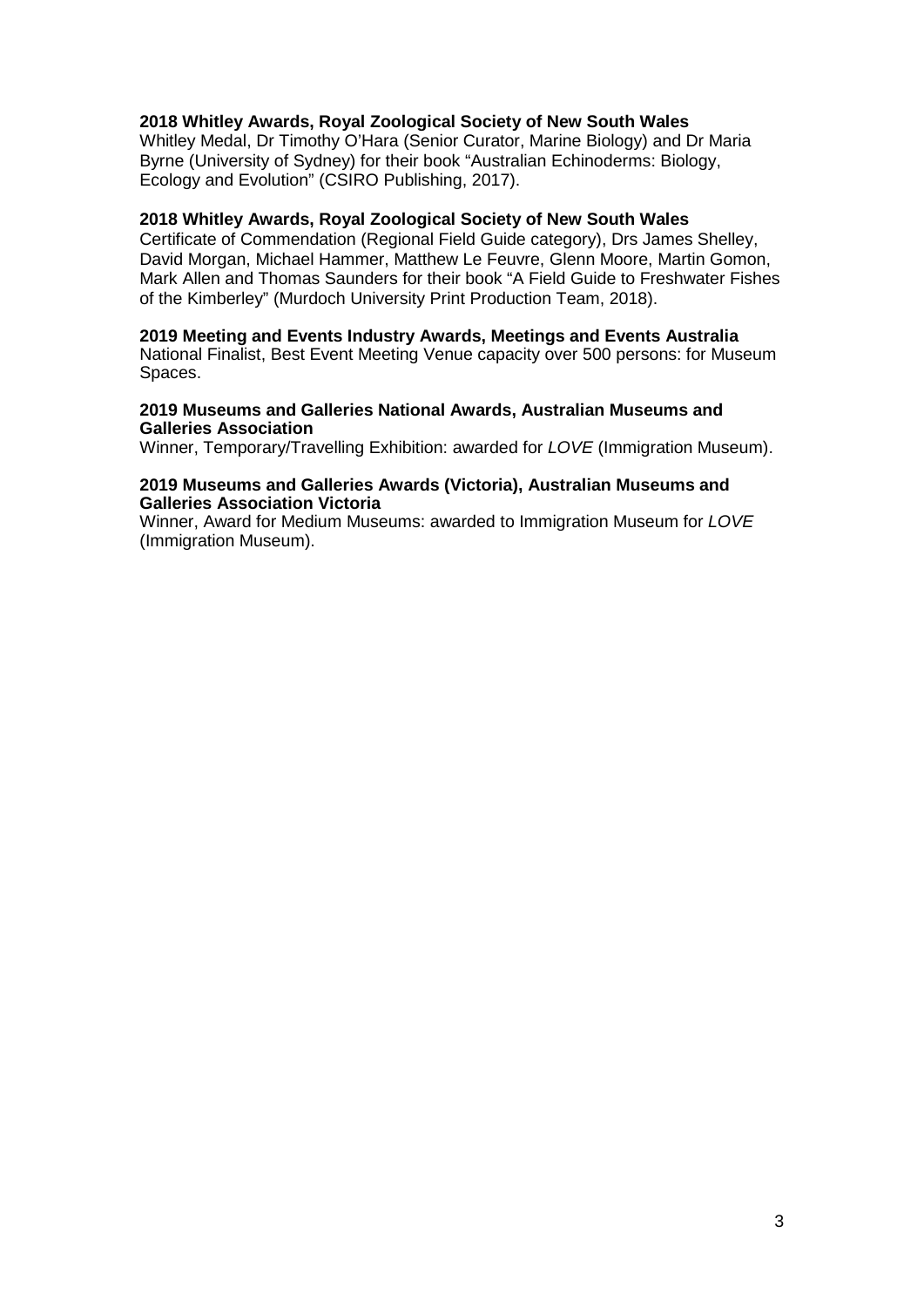**2018 Whitley Awards, Royal Zoological Society of New South Wales**
Whitley Medal, Dr Timothy O'Hara (Senior Curator, Marine Biology) and Dr Maria Byrne (University of Sydney) for their book "Australian Echinoderms: Biology, Ecology and Evolution" (CSIRO Publishing, 2017).

**2018 Whitley Awards, Royal Zoological Society of New South Wales**
Certificate of Commendation (Regional Field Guide category), Drs James Shelley, David Morgan, Michael Hammer, Matthew Le Feuvre, Glenn Moore, Martin Gomon, Mark Allen and Thomas Saunders for their book "A Field Guide to Freshwater Fishes of the Kimberley" (Murdoch University Print Production Team, 2018).

**2019 Meeting and Events Industry Awards, Meetings and Events Australia**
National Finalist, Best Event Meeting Venue capacity over 500 persons: for Museum Spaces.

**2019 Museums and Galleries National Awards, Australian Museums and Galleries Association**
Winner, Temporary/Travelling Exhibition: awarded for *LOVE* (Immigration Museum).

**2019 Museums and Galleries Awards (Victoria), Australian Museums and Galleries Association Victoria**
Winner, Award for Medium Museums: awarded to Immigration Museum for *LOVE* (Immigration Museum).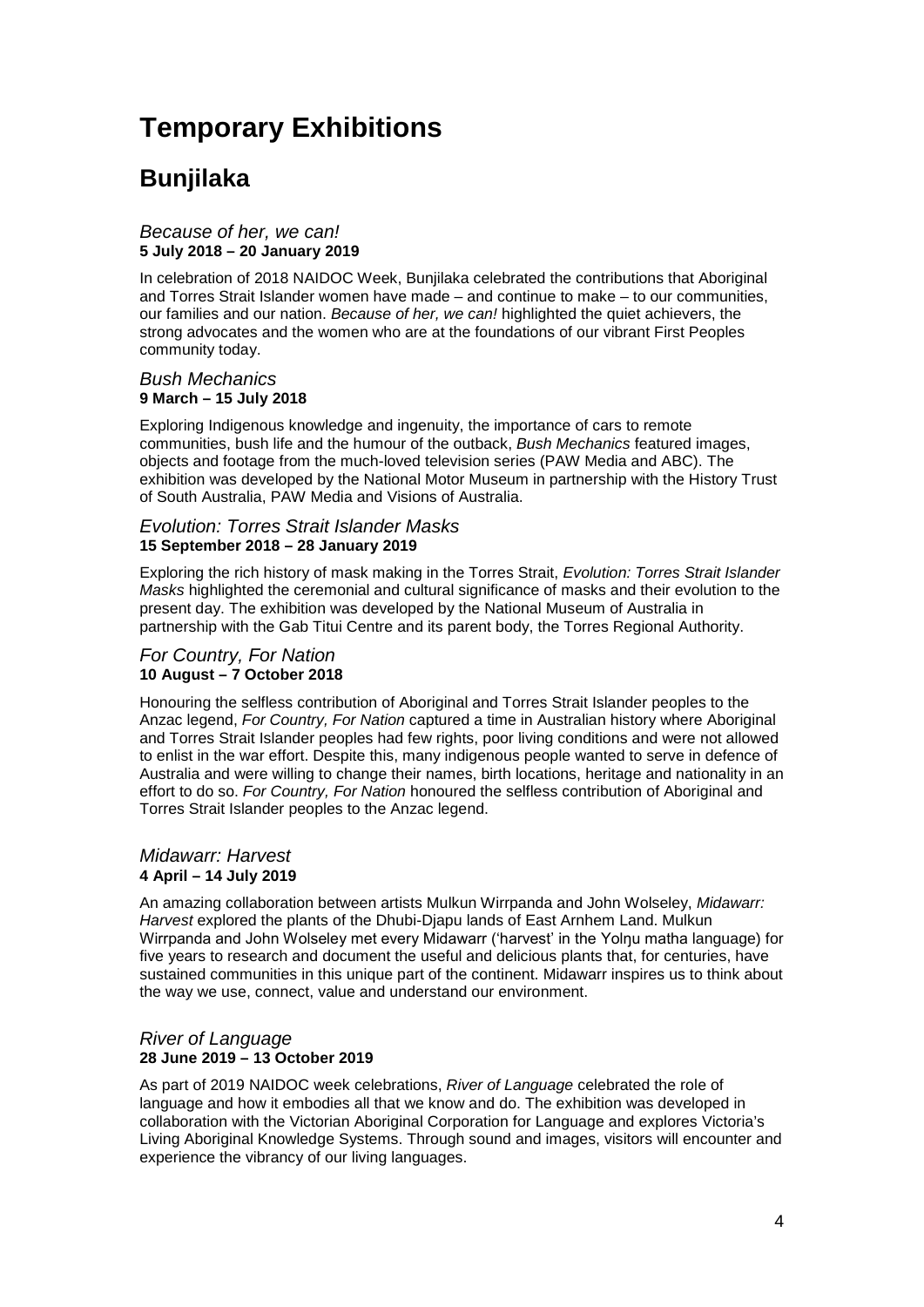# Temporary Exhibitions

## Bunjilaka

### *Because of her, we can!*
**5 July 2018 – 20 January 2019**

In celebration of 2018 NAIDOC Week, Bunjilaka celebrated the contributions that Aboriginal and Torres Strait Islander women have made – and continue to make – to our communities, our families and our nation. *Because of her, we can!* highlighted the quiet achievers, the strong advocates and the women who are at the foundations of our vibrant First Peoples community today.

### *Bush Mechanics*
**9 March – 15 July 2018**

Exploring Indigenous knowledge and ingenuity, the importance of cars to remote communities, bush life and the humour of the outback, *Bush Mechanics* featured images, objects and footage from the much-loved television series (PAW Media and ABC). The exhibition was developed by the National Motor Museum in partnership with the History Trust of South Australia, PAW Media and Visions of Australia.

### *Evolution: Torres Strait Islander Masks*
**15 September 2018 – 28 January 2019**

Exploring the rich history of mask making in the Torres Strait, *Evolution: Torres Strait Islander Masks* highlighted the ceremonial and cultural significance of masks and their evolution to the present day. The exhibition was developed by the National Museum of Australia in partnership with the Gab Titui Centre and its parent body, the Torres Regional Authority.

### *For Country, For Nation*
**10 August – 7 October 2018**

Honouring the selfless contribution of Aboriginal and Torres Strait Islander peoples to the Anzac legend, *For Country, For Nation* captured a time in Australian history where Aboriginal and Torres Strait Islander peoples had few rights, poor living conditions and were not allowed to enlist in the war effort. Despite this, many indigenous people wanted to serve in defence of Australia and were willing to change their names, birth locations, heritage and nationality in an effort to do so. *For Country, For Nation* honoured the selfless contribution of Aboriginal and Torres Strait Islander peoples to the Anzac legend.

### *Midawarr: Harvest*
**4 April – 14 July 2019**

An amazing collaboration between artists Mulkun Wirrpanda and John Wolseley, *Midawarr: Harvest* explored the plants of the Dhubi-Djapu lands of East Arnhem Land. Mulkun Wirrpanda and John Wolseley met every Midawarr ('harvest' in the Yolŋu matha language) for five years to research and document the useful and delicious plants that, for centuries, have sustained communities in this unique part of the continent. Midawarr inspires us to think about the way we use, connect, value and understand our environment.

### *River of Language*
**28 June 2019 – 13 October 2019**

As part of 2019 NAIDOC week celebrations, *River of Language* celebrated the role of language and how it embodies all that we know and do. The exhibition was developed in collaboration with the Victorian Aboriginal Corporation for Language and explores Victoria's Living Aboriginal Knowledge Systems. Through sound and images, visitors will encounter and experience the vibrancy of our living languages.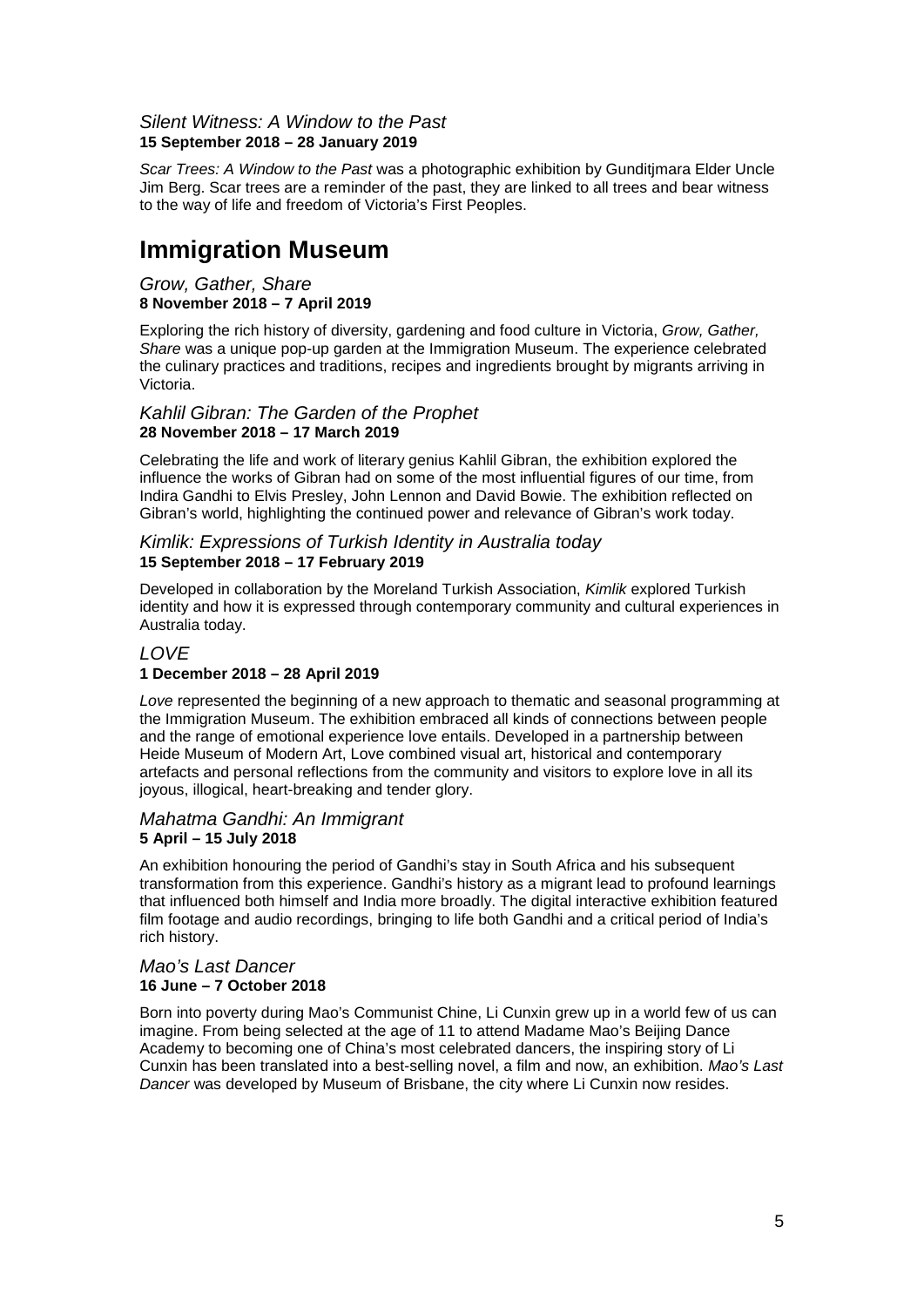### *Silent Witness: A Window to the Past*

**15 September 2018 – 28 January 2019**

*Scar Trees: A Window to the Past* was a photographic exhibition by Gunditjmara Elder Uncle Jim Berg. Scar trees are a reminder of the past, they are linked to all trees and bear witness to the way of life and freedom of Victoria's First Peoples.

## Immigration Museum

### *Grow, Gather, Share*

**8 November 2018 – 7 April 2019**

Exploring the rich history of diversity, gardening and food culture in Victoria, *Grow, Gather, Share* was a unique pop-up garden at the Immigration Museum. The experience celebrated the culinary practices and traditions, recipes and ingredients brought by migrants arriving in Victoria.

### *Kahlil Gibran: The Garden of the Prophet*

**28 November 2018 – 17 March 2019**

Celebrating the life and work of literary genius Kahlil Gibran, the exhibition explored the influence the works of Gibran had on some of the most influential figures of our time, from Indira Gandhi to Elvis Presley, John Lennon and David Bowie. The exhibition reflected on Gibran's world, highlighting the continued power and relevance of Gibran's work today.

### *Kimlik: Expressions of Turkish Identity in Australia today*

**15 September 2018 – 17 February 2019**

Developed in collaboration by the Moreland Turkish Association, *Kimlik* explored Turkish identity and how it is expressed through contemporary community and cultural experiences in Australia today.

### *LOVE*

**1 December 2018 – 28 April 2019**

*Love* represented the beginning of a new approach to thematic and seasonal programming at the Immigration Museum. The exhibition embraced all kinds of connections between people and the range of emotional experience love entails. Developed in a partnership between Heide Museum of Modern Art, Love combined visual art, historical and contemporary artefacts and personal reflections from the community and visitors to explore love in all its joyous, illogical, heart-breaking and tender glory.

### *Mahatma Gandhi: An Immigrant*

**5 April – 15 July 2018**

An exhibition honouring the period of Gandhi's stay in South Africa and his subsequent transformation from this experience. Gandhi's history as a migrant lead to profound learnings that influenced both himself and India more broadly. The digital interactive exhibition featured film footage and audio recordings, bringing to life both Gandhi and a critical period of India's rich history.

### *Mao's Last Dancer*

**16 June – 7 October 2018**

Born into poverty during Mao's Communist Chine, Li Cunxin grew up in a world few of us can imagine. From being selected at the age of 11 to attend Madame Mao's Beijing Dance Academy to becoming one of China's most celebrated dancers, the inspiring story of Li Cunxin has been translated into a best-selling novel, a film and now, an exhibition. *Mao's Last Dancer* was developed by Museum of Brisbane, the city where Li Cunxin now resides.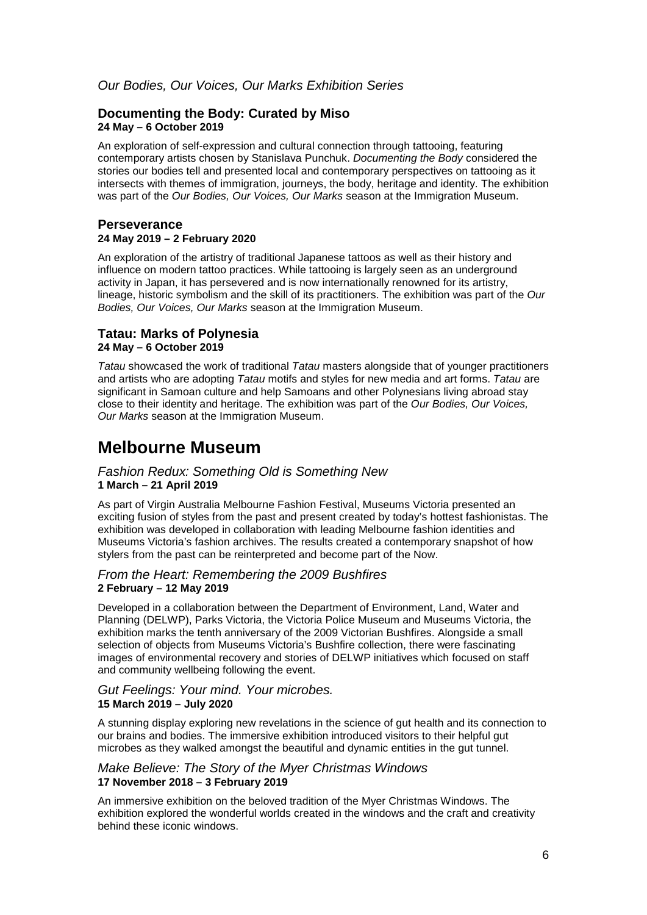*Our Bodies, Our Voices, Our Marks Exhibition Series*

### Documenting the Body: Curated by Miso

**24 May – 6 October 2019**

An exploration of self-expression and cultural connection through tattooing, featuring contemporary artists chosen by Stanislava Punchuk. *Documenting the Body* considered the stories our bodies tell and presented local and contemporary perspectives on tattooing as it intersects with themes of immigration, journeys, the body, heritage and identity. The exhibition was part of the *Our Bodies, Our Voices, Our Marks* season at the Immigration Museum.

### Perseverance

**24 May 2019 – 2 February 2020**

An exploration of the artistry of traditional Japanese tattoos as well as their history and influence on modern tattoo practices. While tattooing is largely seen as an underground activity in Japan, it has persevered and is now internationally renowned for its artistry, lineage, historic symbolism and the skill of its practitioners. The exhibition was part of the *Our Bodies, Our Voices, Our Marks* season at the Immigration Museum.

### Tatau: Marks of Polynesia

**24 May – 6 October 2019**

*Tatau* showcased the work of traditional *Tatau* masters alongside that of younger practitioners and artists who are adopting *Tatau* motifs and styles for new media and art forms. *Tatau* are significant in Samoan culture and help Samoans and other Polynesians living abroad stay close to their identity and heritage. The exhibition was part of the *Our Bodies, Our Voices, Our Marks* season at the Immigration Museum.

## Melbourne Museum

*Fashion Redux: Something Old is Something New*
**1 March – 21 April 2019**

As part of Virgin Australia Melbourne Fashion Festival, Museums Victoria presented an exciting fusion of styles from the past and present created by today's hottest fashionistas. The exhibition was developed in collaboration with leading Melbourne fashion identities and Museums Victoria's fashion archives. The results created a contemporary snapshot of how stylers from the past can be reinterpreted and become part of the Now.

*From the Heart: Remembering the 2009 Bushfires*
**2 February – 12 May 2019**

Developed in a collaboration between the Department of Environment, Land, Water and Planning (DELWP), Parks Victoria, the Victoria Police Museum and Museums Victoria, the exhibition marks the tenth anniversary of the 2009 Victorian Bushfires. Alongside a small selection of objects from Museums Victoria's Bushfire collection, there were fascinating images of environmental recovery and stories of DELWP initiatives which focused on staff and community wellbeing following the event.

*Gut Feelings: Your mind. Your microbes.*
**15 March 2019 – July 2020**

A stunning display exploring new revelations in the science of gut health and its connection to our brains and bodies. The immersive exhibition introduced visitors to their helpful gut microbes as they walked amongst the beautiful and dynamic entities in the gut tunnel.

*Make Believe: The Story of the Myer Christmas Windows*
**17 November 2018 – 3 February 2019**

An immersive exhibition on the beloved tradition of the Myer Christmas Windows. The exhibition explored the wonderful worlds created in the windows and the craft and creativity behind these iconic windows.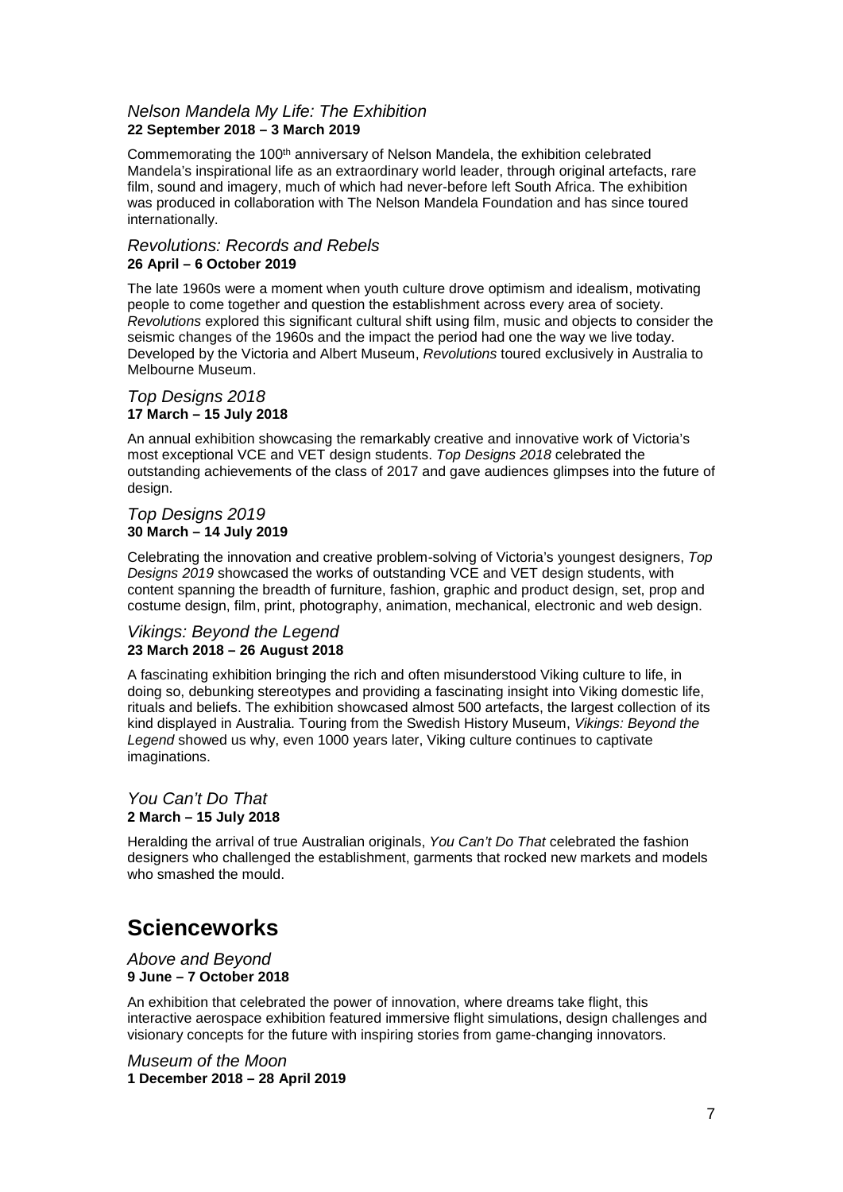### *Nelson Mandela My Life: The Exhibition*
**22 September 2018 – 3 March 2019**

Commemorating the 100th anniversary of Nelson Mandela, the exhibition celebrated Mandela's inspirational life as an extraordinary world leader, through original artefacts, rare film, sound and imagery, much of which had never-before left South Africa. The exhibition was produced in collaboration with The Nelson Mandela Foundation and has since toured internationally.

### *Revolutions: Records and Rebels*
**26 April – 6 October 2019**

The late 1960s were a moment when youth culture drove optimism and idealism, motivating people to come together and question the establishment across every area of society. *Revolutions* explored this significant cultural shift using film, music and objects to consider the seismic changes of the 1960s and the impact the period had one the way we live today. Developed by the Victoria and Albert Museum, *Revolutions* toured exclusively in Australia to Melbourne Museum.

### *Top Designs 2018*
**17 March – 15 July 2018**

An annual exhibition showcasing the remarkably creative and innovative work of Victoria's most exceptional VCE and VET design students. *Top Designs 2018* celebrated the outstanding achievements of the class of 2017 and gave audiences glimpses into the future of design.

### *Top Designs 2019*
**30 March – 14 July 2019**

Celebrating the innovation and creative problem-solving of Victoria's youngest designers, *Top Designs 2019* showcased the works of outstanding VCE and VET design students, with content spanning the breadth of furniture, fashion, graphic and product design, set, prop and costume design, film, print, photography, animation, mechanical, electronic and web design.

### *Vikings: Beyond the Legend*
**23 March 2018 – 26 August 2018**

A fascinating exhibition bringing the rich and often misunderstood Viking culture to life, in doing so, debunking stereotypes and providing a fascinating insight into Viking domestic life, rituals and beliefs. The exhibition showcased almost 500 artefacts, the largest collection of its kind displayed in Australia. Touring from the Swedish History Museum, *Vikings: Beyond the Legend* showed us why, even 1000 years later, Viking culture continues to captivate imaginations.

### *You Can't Do That*
**2 March – 15 July 2018**

Heralding the arrival of true Australian originals, *You Can't Do That* celebrated the fashion designers who challenged the establishment, garments that rocked new markets and models who smashed the mould.

## Scienceworks

### *Above and Beyond*
**9 June – 7 October 2018**

An exhibition that celebrated the power of innovation, where dreams take flight, this interactive aerospace exhibition featured immersive flight simulations, design challenges and visionary concepts for the future with inspiring stories from game-changing innovators.

### *Museum of the Moon*
**1 December 2018 – 28 April 2019**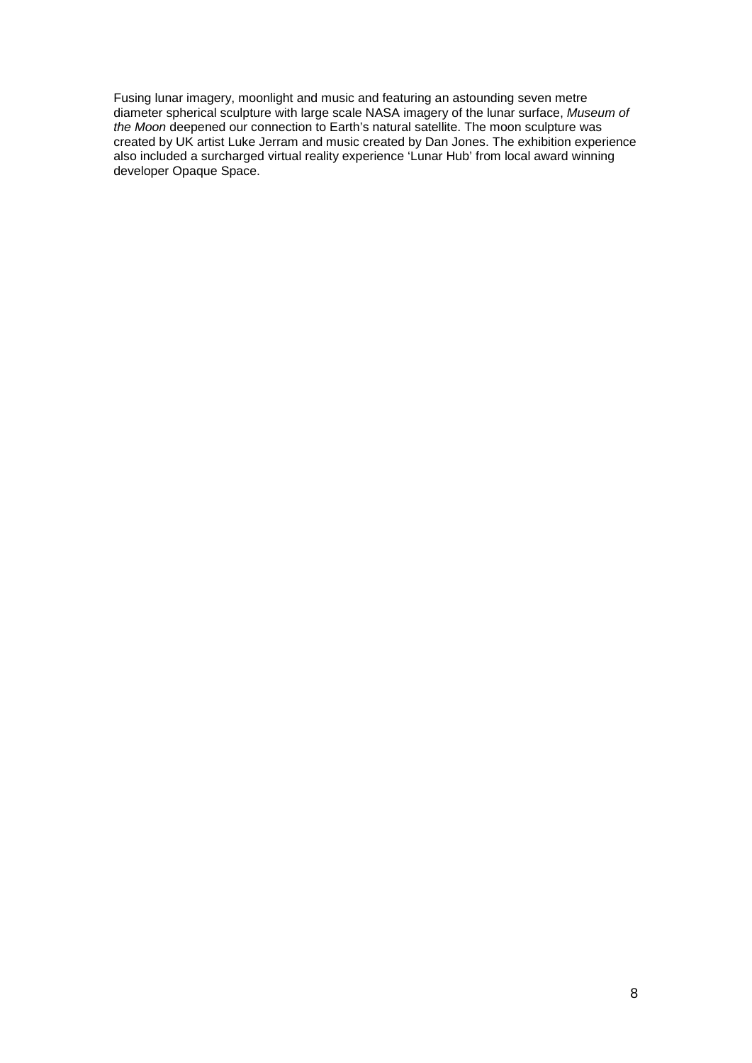Fusing lunar imagery, moonlight and music and featuring an astounding seven metre diameter spherical sculpture with large scale NASA imagery of the lunar surface, *Museum of the Moon* deepened our connection to Earth's natural satellite. The moon sculpture was created by UK artist Luke Jerram and music created by Dan Jones. The exhibition experience also included a surcharged virtual reality experience 'Lunar Hub' from local award winning developer Opaque Space.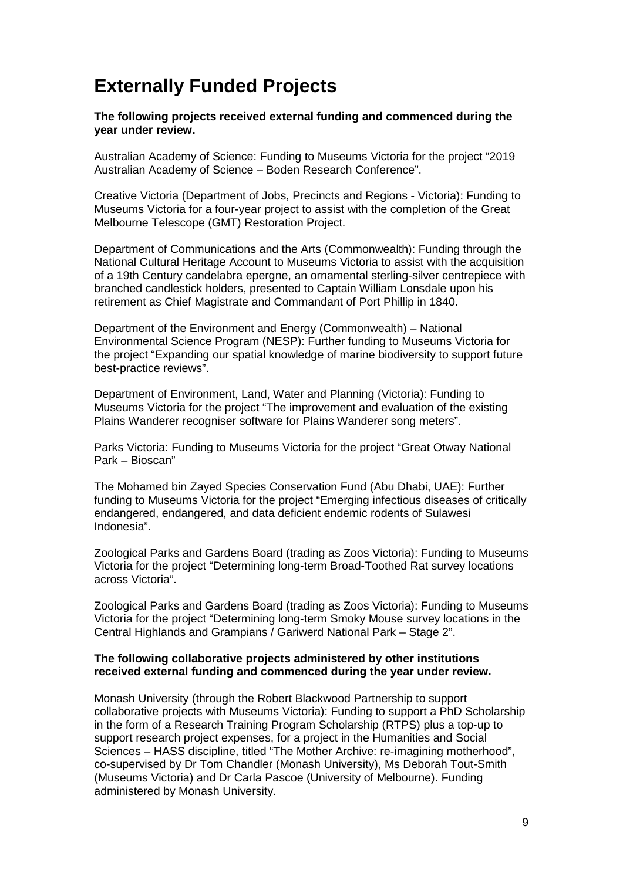# Externally Funded Projects

**The following projects received external funding and commenced during the year under review.**

Australian Academy of Science: Funding to Museums Victoria for the project "2019 Australian Academy of Science – Boden Research Conference".

Creative Victoria (Department of Jobs, Precincts and Regions - Victoria): Funding to Museums Victoria for a four-year project to assist with the completion of the Great Melbourne Telescope (GMT) Restoration Project.

Department of Communications and the Arts (Commonwealth): Funding through the National Cultural Heritage Account to Museums Victoria to assist with the acquisition of a 19th Century candelabra epergne, an ornamental sterling-silver centrepiece with branched candlestick holders, presented to Captain William Lonsdale upon his retirement as Chief Magistrate and Commandant of Port Phillip in 1840.

Department of the Environment and Energy (Commonwealth) – National Environmental Science Program (NESP): Further funding to Museums Victoria for the project "Expanding our spatial knowledge of marine biodiversity to support future best-practice reviews".

Department of Environment, Land, Water and Planning (Victoria): Funding to Museums Victoria for the project "The improvement and evaluation of the existing Plains Wanderer recogniser software for Plains Wanderer song meters".

Parks Victoria: Funding to Museums Victoria for the project "Great Otway National Park – Bioscan"

The Mohamed bin Zayed Species Conservation Fund (Abu Dhabi, UAE): Further funding to Museums Victoria for the project "Emerging infectious diseases of critically endangered, endangered, and data deficient endemic rodents of Sulawesi Indonesia".

Zoological Parks and Gardens Board (trading as Zoos Victoria): Funding to Museums Victoria for the project "Determining long-term Broad-Toothed Rat survey locations across Victoria".

Zoological Parks and Gardens Board (trading as Zoos Victoria): Funding to Museums Victoria for the project "Determining long-term Smoky Mouse survey locations in the Central Highlands and Grampians / Gariwerd National Park – Stage 2".

**The following collaborative projects administered by other institutions received external funding and commenced during the year under review.**

Monash University (through the Robert Blackwood Partnership to support collaborative projects with Museums Victoria): Funding to support a PhD Scholarship in the form of a Research Training Program Scholarship (RTPS) plus a top-up to support research project expenses, for a project in the Humanities and Social Sciences – HASS discipline, titled "The Mother Archive: re-imagining motherhood", co-supervised by Dr Tom Chandler (Monash University), Ms Deborah Tout-Smith (Museums Victoria) and Dr Carla Pascoe (University of Melbourne). Funding administered by Monash University.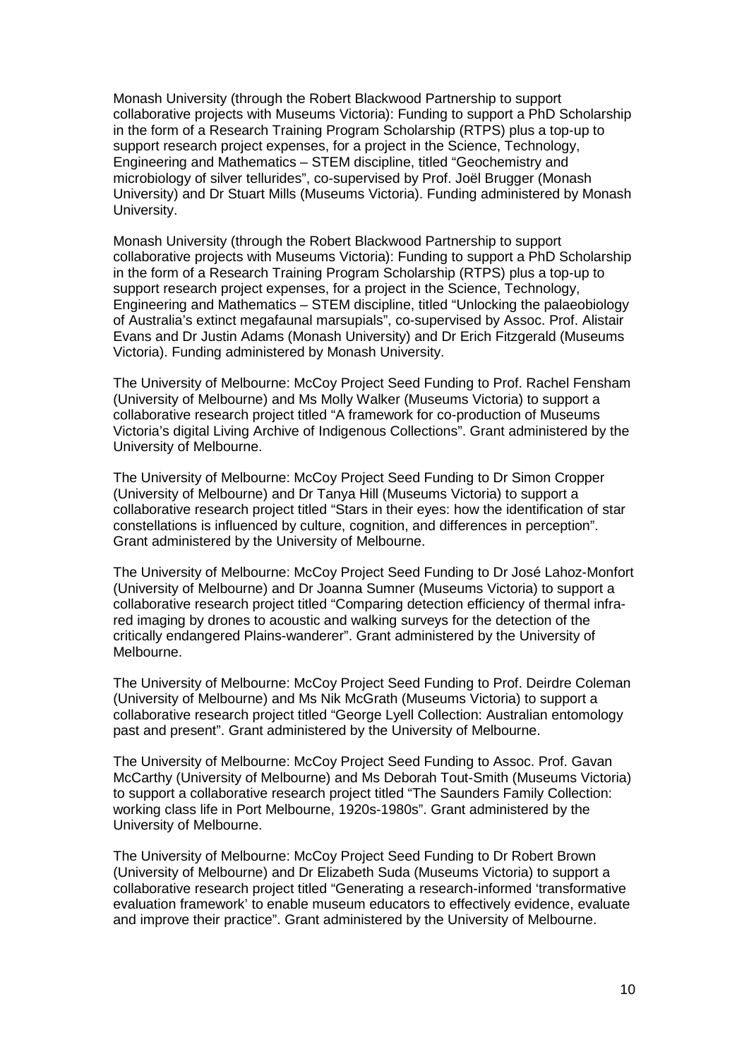Monash University (through the Robert Blackwood Partnership to support collaborative projects with Museums Victoria): Funding to support a PhD Scholarship in the form of a Research Training Program Scholarship (RTPS) plus a top-up to support research project expenses, for a project in the Science, Technology, Engineering and Mathematics – STEM discipline, titled "Geochemistry and microbiology of silver tellurides", co-supervised by Prof. Joël Brugger (Monash University) and Dr Stuart Mills (Museums Victoria). Funding administered by Monash University.

Monash University (through the Robert Blackwood Partnership to support collaborative projects with Museums Victoria): Funding to support a PhD Scholarship in the form of a Research Training Program Scholarship (RTPS) plus a top-up to support research project expenses, for a project in the Science, Technology, Engineering and Mathematics – STEM discipline, titled "Unlocking the palaeobiology of Australia's extinct megafaunal marsupials", co-supervised by Assoc. Prof. Alistair Evans and Dr Justin Adams (Monash University) and Dr Erich Fitzgerald (Museums Victoria). Funding administered by Monash University.

The University of Melbourne: McCoy Project Seed Funding to Prof. Rachel Fensham (University of Melbourne) and Ms Molly Walker (Museums Victoria) to support a collaborative research project titled "A framework for co-production of Museums Victoria's digital Living Archive of Indigenous Collections". Grant administered by the University of Melbourne.

The University of Melbourne: McCoy Project Seed Funding to Dr Simon Cropper (University of Melbourne) and Dr Tanya Hill (Museums Victoria) to support a collaborative research project titled "Stars in their eyes: how the identification of star constellations is influenced by culture, cognition, and differences in perception". Grant administered by the University of Melbourne.

The University of Melbourne: McCoy Project Seed Funding to Dr José Lahoz-Monfort (University of Melbourne) and Dr Joanna Sumner (Museums Victoria) to support a collaborative research project titled "Comparing detection efficiency of thermal infra-red imaging by drones to acoustic and walking surveys for the detection of the critically endangered Plains-wanderer". Grant administered by the University of Melbourne.

The University of Melbourne: McCoy Project Seed Funding to Prof. Deirdre Coleman (University of Melbourne) and Ms Nik McGrath (Museums Victoria) to support a collaborative research project titled "George Lyell Collection: Australian entomology past and present". Grant administered by the University of Melbourne.

The University of Melbourne: McCoy Project Seed Funding to Assoc. Prof. Gavan McCarthy (University of Melbourne) and Ms Deborah Tout-Smith (Museums Victoria) to support a collaborative research project titled "The Saunders Family Collection: working class life in Port Melbourne, 1920s-1980s". Grant administered by the University of Melbourne.

The University of Melbourne: McCoy Project Seed Funding to Dr Robert Brown (University of Melbourne) and Dr Elizabeth Suda (Museums Victoria) to support a collaborative research project titled "Generating a research-informed 'transformative evaluation framework' to enable museum educators to effectively evidence, evaluate and improve their practice". Grant administered by the University of Melbourne.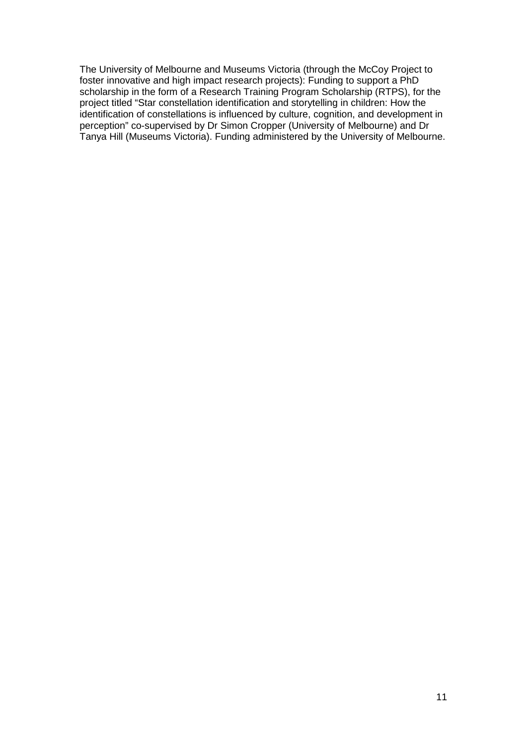The University of Melbourne and Museums Victoria (through the McCoy Project to foster innovative and high impact research projects): Funding to support a PhD scholarship in the form of a Research Training Program Scholarship (RTPS), for the project titled "Star constellation identification and storytelling in children: How the identification of constellations is influenced by culture, cognition, and development in perception" co-supervised by Dr Simon Cropper (University of Melbourne) and Dr Tanya Hill (Museums Victoria). Funding administered by the University of Melbourne.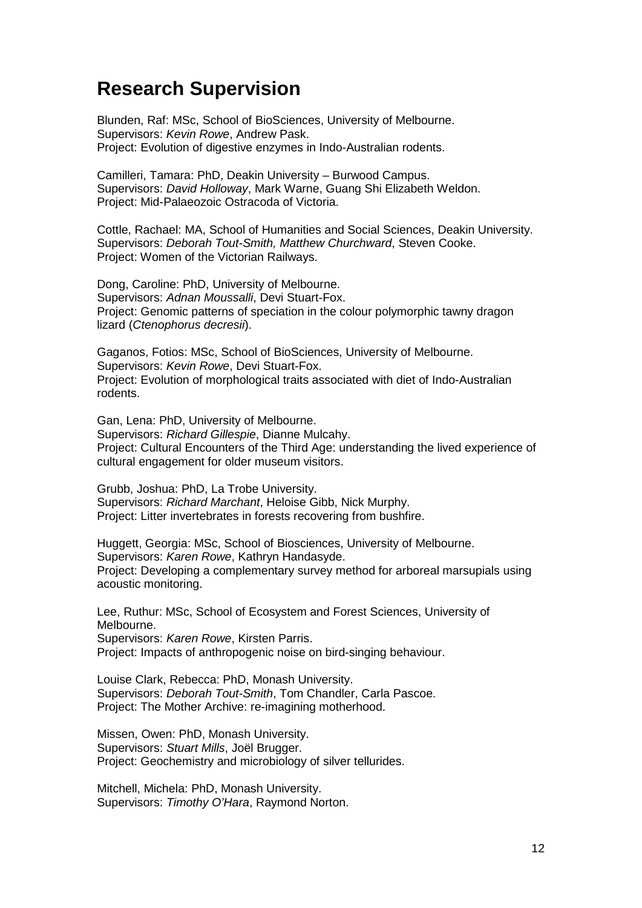# Research Supervision

Blunden, Raf: MSc, School of BioSciences, University of Melbourne.
Supervisors: *Kevin Rowe*, Andrew Pask.
Project: Evolution of digestive enzymes in Indo-Australian rodents.

Camilleri, Tamara: PhD, Deakin University – Burwood Campus.
Supervisors: *David Holloway*, Mark Warne, Guang Shi Elizabeth Weldon.
Project: Mid-Palaeozoic Ostracoda of Victoria.

Cottle, Rachael: MA, School of Humanities and Social Sciences, Deakin University.
Supervisors: *Deborah Tout-Smith, Matthew Churchward*, Steven Cooke.
Project: Women of the Victorian Railways.

Dong, Caroline: PhD, University of Melbourne.
Supervisors: *Adnan Moussalli*, Devi Stuart-Fox.
Project: Genomic patterns of speciation in the colour polymorphic tawny dragon lizard (*Ctenophorus decresii*).

Gaganos, Fotios: MSc, School of BioSciences, University of Melbourne.
Supervisors: *Kevin Rowe*, Devi Stuart-Fox.
Project: Evolution of morphological traits associated with diet of Indo-Australian rodents.

Gan, Lena: PhD, University of Melbourne.
Supervisors: *Richard Gillespie*, Dianne Mulcahy.
Project: Cultural Encounters of the Third Age: understanding the lived experience of cultural engagement for older museum visitors.

Grubb, Joshua: PhD, La Trobe University.
Supervisors: *Richard Marchant*, Heloise Gibb, Nick Murphy.
Project: Litter invertebrates in forests recovering from bushfire.

Huggett, Georgia: MSc, School of Biosciences, University of Melbourne.
Supervisors: *Karen Rowe*, Kathryn Handasyde.
Project: Developing a complementary survey method for arboreal marsupials using acoustic monitoring.

Lee, Ruthur: MSc, School of Ecosystem and Forest Sciences, University of Melbourne.
Supervisors: *Karen Rowe*, Kirsten Parris.
Project: Impacts of anthropogenic noise on bird-singing behaviour.

Louise Clark, Rebecca: PhD, Monash University.
Supervisors: *Deborah Tout-Smith*, Tom Chandler, Carla Pascoe.
Project: The Mother Archive: re-imagining motherhood.

Missen, Owen: PhD, Monash University.
Supervisors: *Stuart Mills*, Joël Brugger.
Project: Geochemistry and microbiology of silver tellurides.

Mitchell, Michela: PhD, Monash University.
Supervisors: *Timothy O'Hara*, Raymond Norton.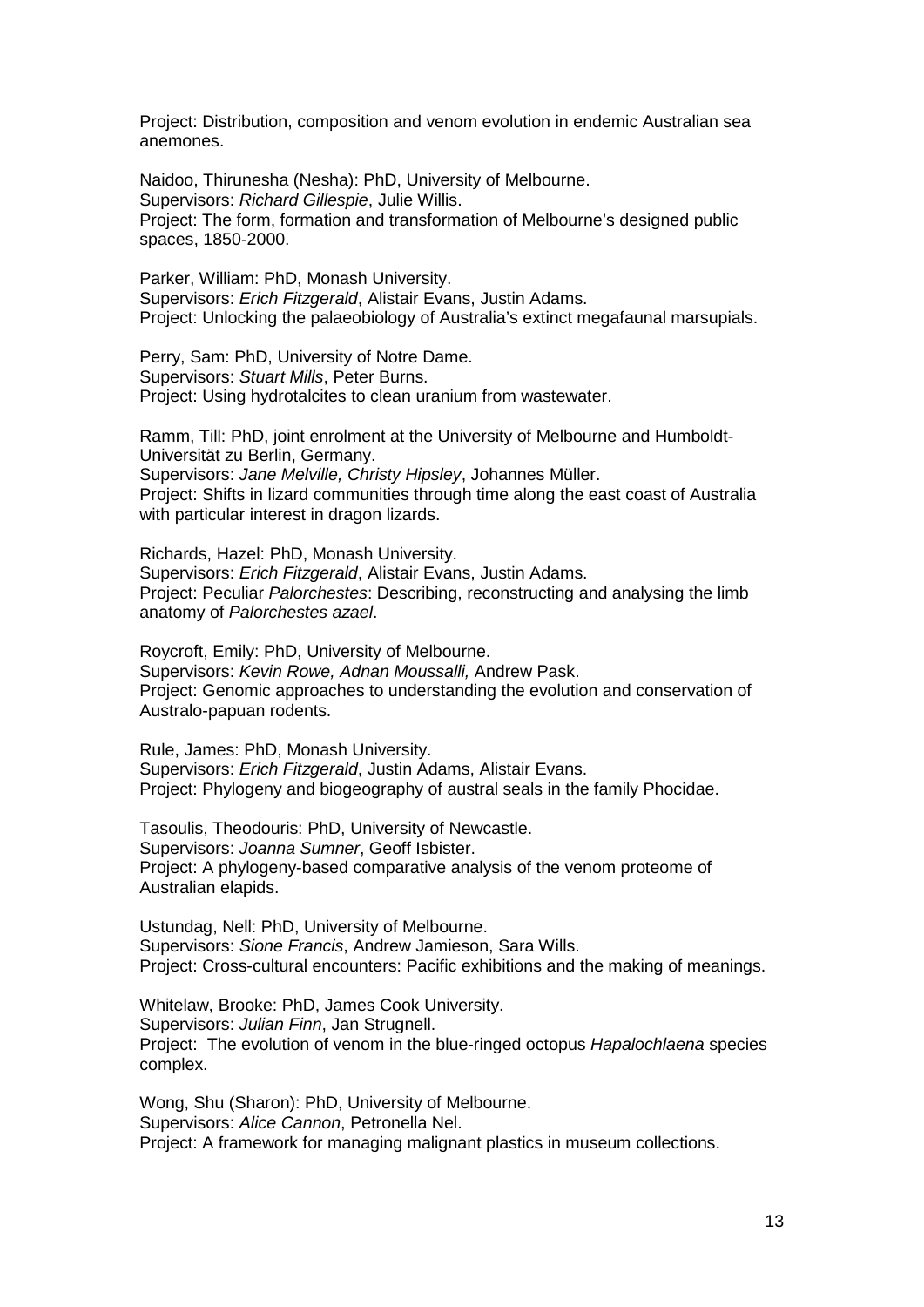Project: Distribution, composition and venom evolution in endemic Australian sea anemones.

Naidoo, Thirunesha (Nesha): PhD, University of Melbourne.
Supervisors: *Richard Gillespie*, Julie Willis.
Project: The form, formation and transformation of Melbourne's designed public spaces, 1850-2000.

Parker, William: PhD, Monash University.
Supervisors: *Erich Fitzgerald*, Alistair Evans, Justin Adams.
Project: Unlocking the palaeobiology of Australia's extinct megafaunal marsupials.

Perry, Sam: PhD, University of Notre Dame.
Supervisors: *Stuart Mills*, Peter Burns.
Project: Using hydrotalcites to clean uranium from wastewater.

Ramm, Till: PhD, joint enrolment at the University of Melbourne and Humboldt-Universität zu Berlin, Germany.
Supervisors: *Jane Melville, Christy Hipsley*, Johannes Müller.
Project: Shifts in lizard communities through time along the east coast of Australia with particular interest in dragon lizards.

Richards, Hazel: PhD, Monash University.
Supervisors: *Erich Fitzgerald*, Alistair Evans, Justin Adams.
Project: Peculiar *Palorchestes*: Describing, reconstructing and analysing the limb anatomy of *Palorchestes azael*.

Roycroft, Emily: PhD, University of Melbourne.
Supervisors: *Kevin Rowe, Adnan Moussalli,* Andrew Pask.
Project: Genomic approaches to understanding the evolution and conservation of Australo-papuan rodents.

Rule, James: PhD, Monash University.
Supervisors: *Erich Fitzgerald*, Justin Adams, Alistair Evans.
Project: Phylogeny and biogeography of austral seals in the family Phocidae.

Tasoulis, Theodouris: PhD, University of Newcastle.
Supervisors: *Joanna Sumner*, Geoff Isbister.
Project: A phylogeny-based comparative analysis of the venom proteome of Australian elapids.

Ustundag, Nell: PhD, University of Melbourne.
Supervisors: *Sione Francis*, Andrew Jamieson, Sara Wills.
Project: Cross-cultural encounters: Pacific exhibitions and the making of meanings.

Whitelaw, Brooke: PhD, James Cook University.
Supervisors: *Julian Finn*, Jan Strugnell.
Project: The evolution of venom in the blue-ringed octopus *Hapalochlaena* species complex.

Wong, Shu (Sharon): PhD, University of Melbourne.
Supervisors: *Alice Cannon*, Petronella Nel.
Project: A framework for managing malignant plastics in museum collections.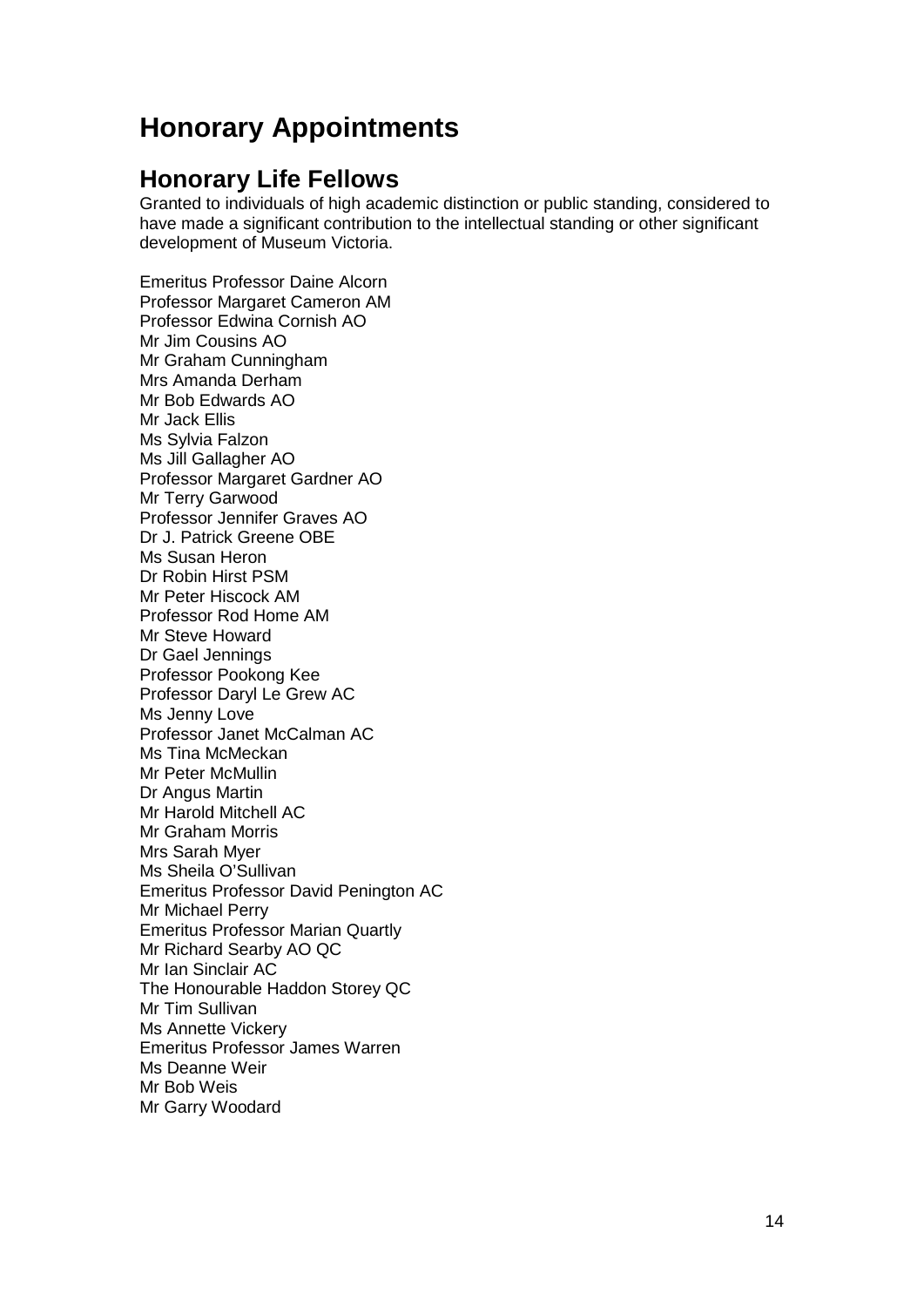# Honorary Appointments

## Honorary Life Fellows

Granted to individuals of high academic distinction or public standing, considered to have made a significant contribution to the intellectual standing or other significant development of Museum Victoria.

Emeritus Professor Daine Alcorn
Professor Margaret Cameron AM
Professor Edwina Cornish AO
Mr Jim Cousins AO
Mr Graham Cunningham
Mrs Amanda Derham
Mr Bob Edwards AO
Mr Jack Ellis
Ms Sylvia Falzon
Ms Jill Gallagher AO
Professor Margaret Gardner AO
Mr Terry Garwood
Professor Jennifer Graves AO
Dr J. Patrick Greene OBE
Ms Susan Heron
Dr Robin Hirst PSM
Mr Peter Hiscock AM
Professor Rod Home AM
Mr Steve Howard
Dr Gael Jennings
Professor Pookong Kee
Professor Daryl Le Grew AC
Ms Jenny Love
Professor Janet McCalman AC
Ms Tina McMeckan
Mr Peter McMullin
Dr Angus Martin
Mr Harold Mitchell AC
Mr Graham Morris
Mrs Sarah Myer
Ms Sheila O'Sullivan
Emeritus Professor David Penington AC
Mr Michael Perry
Emeritus Professor Marian Quartly
Mr Richard Searby AO QC
Mr Ian Sinclair AC
The Honourable Haddon Storey QC
Mr Tim Sullivan
Ms Annette Vickery
Emeritus Professor James Warren
Ms Deanne Weir
Mr Bob Weis
Mr Garry Woodard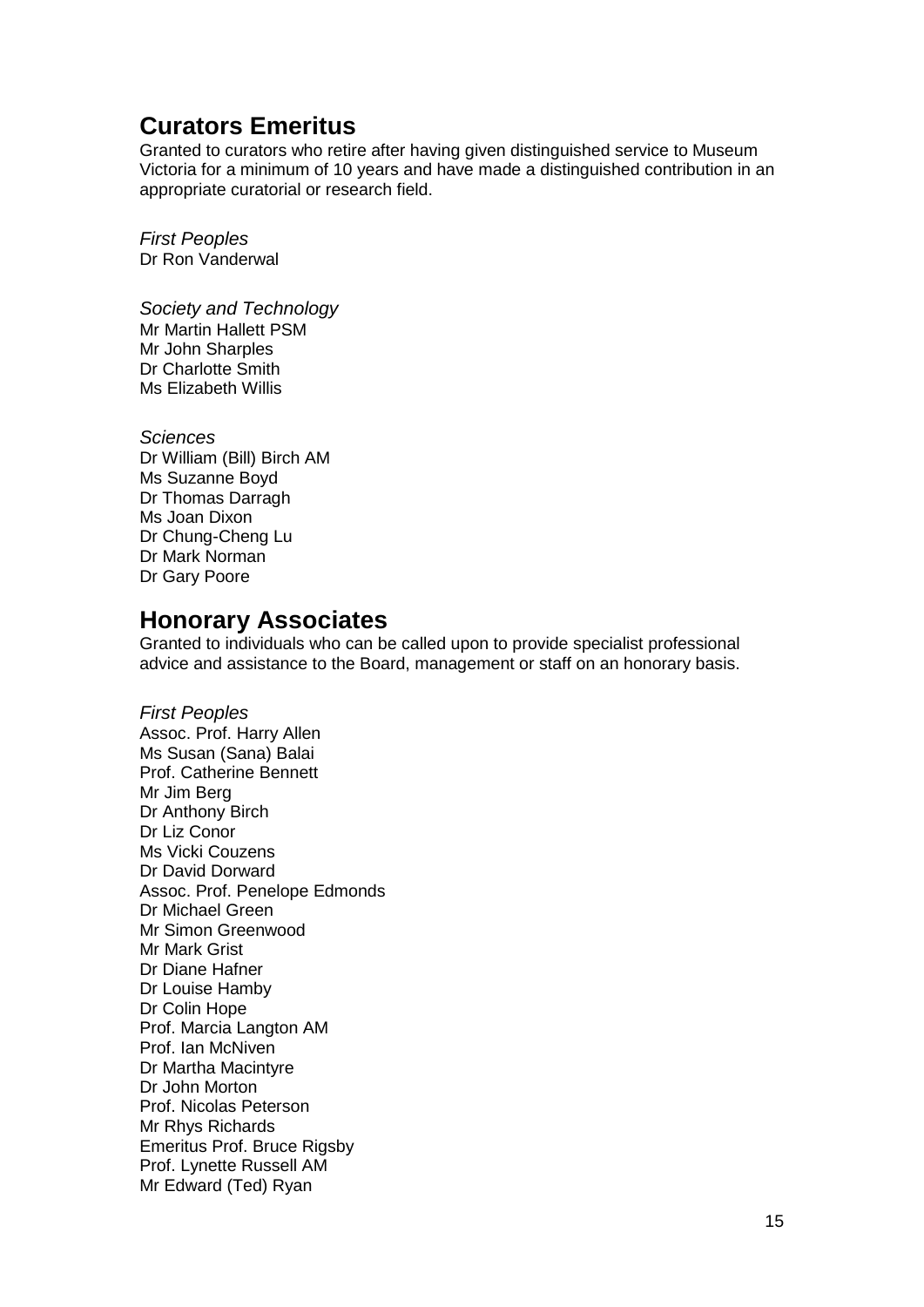## Curators Emeritus

Granted to curators who retire after having given distinguished service to Museum Victoria for a minimum of 10 years and have made a distinguished contribution in an appropriate curatorial or research field.

*First Peoples*
Dr Ron Vanderwal

*Society and Technology*
Mr Martin Hallett PSM
Mr John Sharples
Dr Charlotte Smith
Ms Elizabeth Willis

*Sciences*
Dr William (Bill) Birch AM
Ms Suzanne Boyd
Dr Thomas Darragh
Ms Joan Dixon
Dr Chung-Cheng Lu
Dr Mark Norman
Dr Gary Poore

## Honorary Associates

Granted to individuals who can be called upon to provide specialist professional advice and assistance to the Board, management or staff on an honorary basis.

*First Peoples*
Assoc. Prof. Harry Allen
Ms Susan (Sana) Balai
Prof. Catherine Bennett
Mr Jim Berg
Dr Anthony Birch
Dr Liz Conor
Ms Vicki Couzens
Dr David Dorward
Assoc. Prof. Penelope Edmonds
Dr Michael Green
Mr Simon Greenwood
Mr Mark Grist
Dr Diane Hafner
Dr Louise Hamby
Dr Colin Hope
Prof. Marcia Langton AM
Prof. Ian McNiven
Dr Martha Macintyre
Dr John Morton
Prof. Nicolas Peterson
Mr Rhys Richards
Emeritus Prof. Bruce Rigsby
Prof. Lynette Russell AM
Mr Edward (Ted) Ryan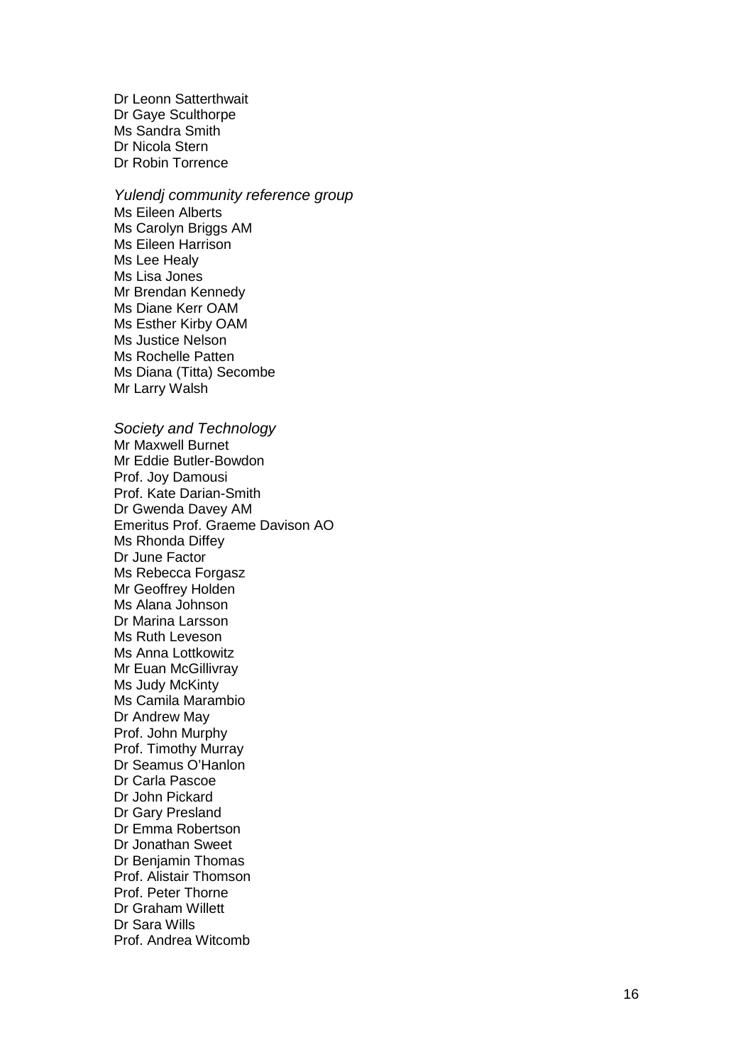Dr Leonn Satterthwait
Dr Gaye Sculthorpe
Ms Sandra Smith
Dr Nicola Stern
Dr Robin Torrence

*Yulendj community reference group*
Ms Eileen Alberts
Ms Carolyn Briggs AM
Ms Eileen Harrison
Ms Lee Healy
Ms Lisa Jones
Mr Brendan Kennedy
Ms Diane Kerr OAM
Ms Esther Kirby OAM
Ms Justice Nelson
Ms Rochelle Patten
Ms Diana (Titta) Secombe
Mr Larry Walsh

*Society and Technology*
Mr Maxwell Burnet
Mr Eddie Butler-Bowdon
Prof. Joy Damousi
Prof. Kate Darian-Smith
Dr Gwenda Davey AM
Emeritus Prof. Graeme Davison AO
Ms Rhonda Diffey
Dr June Factor
Ms Rebecca Forgasz
Mr Geoffrey Holden
Ms Alana Johnson
Dr Marina Larsson
Ms Ruth Leveson
Ms Anna Lottkowitz
Mr Euan McGillivray
Ms Judy McKinty
Ms Camila Marambio
Dr Andrew May
Prof. John Murphy
Prof. Timothy Murray
Dr Seamus O'Hanlon
Dr Carla Pascoe
Dr John Pickard
Dr Gary Presland
Dr Emma Robertson
Dr Jonathan Sweet
Dr Benjamin Thomas
Prof. Alistair Thomson
Prof. Peter Thorne
Dr Graham Willett
Dr Sara Wills
Prof. Andrea Witcomb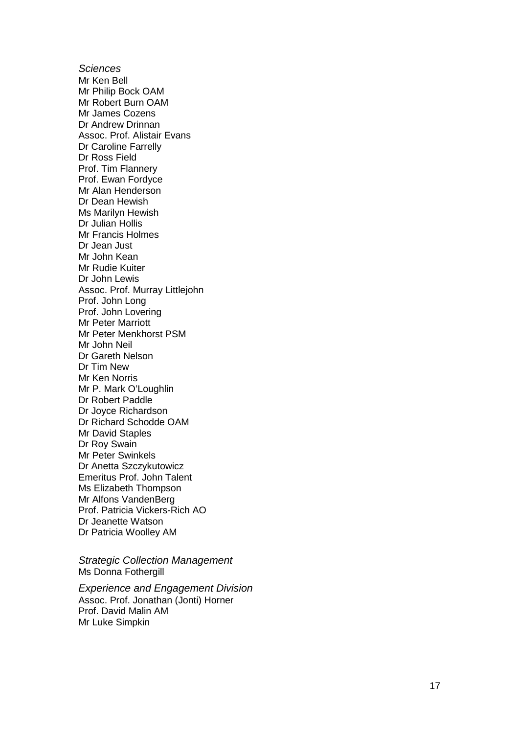*Sciences*
Mr Ken Bell
Mr Philip Bock OAM
Mr Robert Burn OAM
Mr James Cozens
Dr Andrew Drinnan
Assoc. Prof. Alistair Evans
Dr Caroline Farrelly
Dr Ross Field
Prof. Tim Flannery
Prof. Ewan Fordyce
Mr Alan Henderson
Dr Dean Hewish
Ms Marilyn Hewish
Dr Julian Hollis
Mr Francis Holmes
Dr Jean Just
Mr John Kean
Mr Rudie Kuiter
Dr John Lewis
Assoc. Prof. Murray Littlejohn
Prof. John Long
Prof. John Lovering
Mr Peter Marriott
Mr Peter Menkhorst PSM
Mr John Neil
Dr Gareth Nelson
Dr Tim New
Mr Ken Norris
Mr P. Mark O'Loughlin
Dr Robert Paddle
Dr Joyce Richardson
Dr Richard Schodde OAM
Mr David Staples
Dr Roy Swain
Mr Peter Swinkels
Dr Anetta Szczykutowicz
Emeritus Prof. John Talent
Ms Elizabeth Thompson
Mr Alfons VandenBerg
Prof. Patricia Vickers-Rich AO
Dr Jeanette Watson
Dr Patricia Woolley AM

*Strategic Collection Management*
Ms Donna Fothergill

*Experience and Engagement Division*
Assoc. Prof. Jonathan (Jonti) Horner
Prof. David Malin AM
Mr Luke Simpkin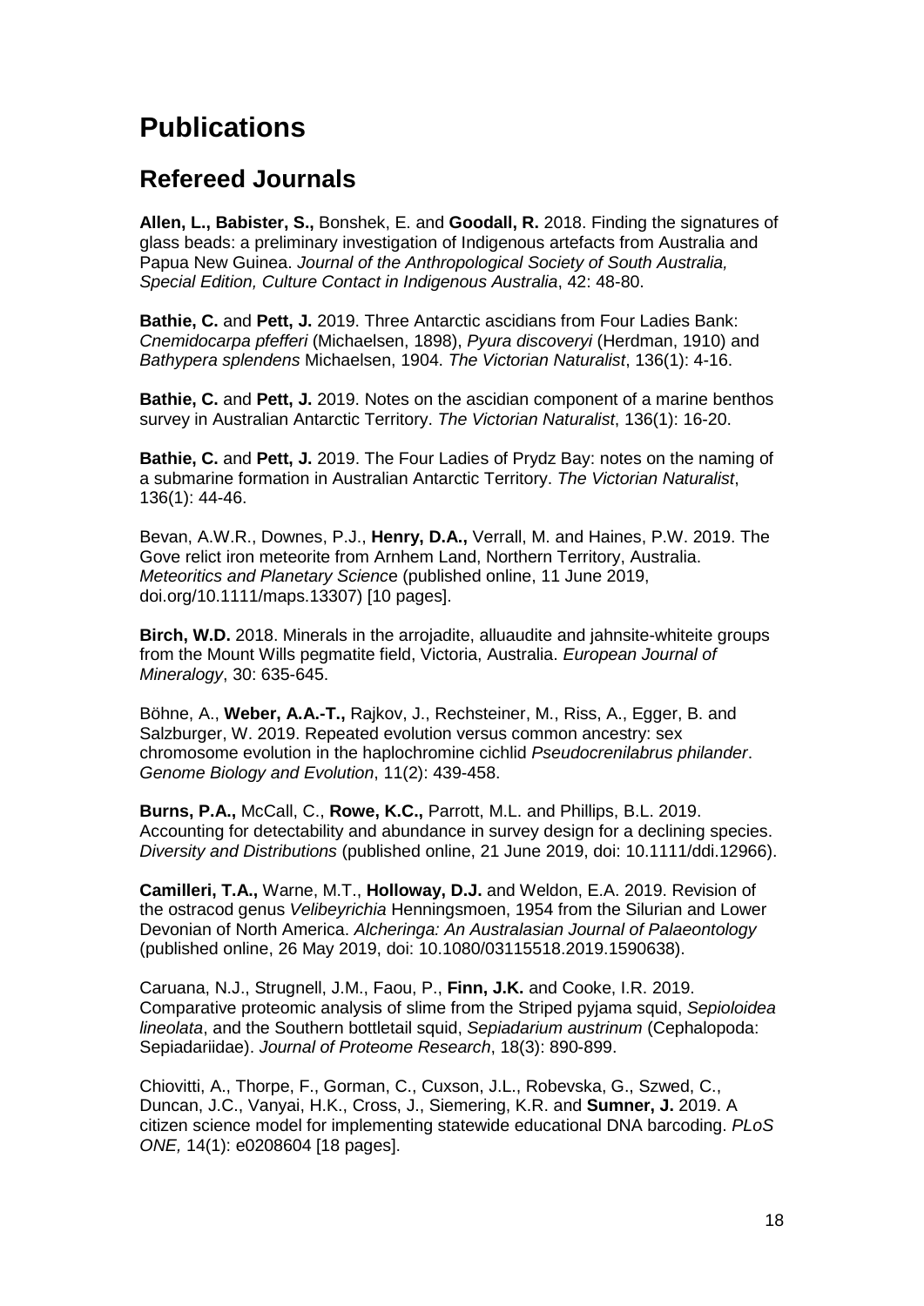# Publications

## Refereed Journals

**Allen, L., Babister, S.,** Bonshek, E. and **Goodall, R.** 2018. Finding the signatures of glass beads: a preliminary investigation of Indigenous artefacts from Australia and Papua New Guinea. *Journal of the Anthropological Society of South Australia, Special Edition, Culture Contact in Indigenous Australia*, 42: 48-80.

**Bathie, C.** and **Pett, J.** 2019. Three Antarctic ascidians from Four Ladies Bank: *Cnemidocarpa pfefferi* (Michaelsen, 1898), *Pyura discoveryi* (Herdman, 1910) and *Bathypera splendens* Michaelsen, 1904. *The Victorian Naturalist*, 136(1): 4-16.

**Bathie, C.** and **Pett, J.** 2019. Notes on the ascidian component of a marine benthos survey in Australian Antarctic Territory. *The Victorian Naturalist*, 136(1): 16-20.

**Bathie, C.** and **Pett, J.** 2019. The Four Ladies of Prydz Bay: notes on the naming of a submarine formation in Australian Antarctic Territory. *The Victorian Naturalist*, 136(1): 44-46.

Bevan, A.W.R., Downes, P.J., **Henry, D.A.,** Verrall, M. and Haines, P.W. 2019. The Gove relict iron meteorite from Arnhem Land, Northern Territory, Australia. *Meteoritics and Planetary Science* (published online, 11 June 2019, doi.org/10.1111/maps.13307) [10 pages].

**Birch, W.D.** 2018. Minerals in the arrojadite, alluaudite and jahnsite-whiteite groups from the Mount Wills pegmatite field, Victoria, Australia. *European Journal of Mineralogy*, 30: 635-645.

Böhne, A., **Weber, A.A.-T.,** Rajkov, J., Rechsteiner, M., Riss, A., Egger, B. and Salzburger, W. 2019. Repeated evolution versus common ancestry: sex chromosome evolution in the haplochromine cichlid *Pseudocrenilabrus philander*. *Genome Biology and Evolution*, 11(2): 439-458.

**Burns, P.A.,** McCall, C., **Rowe, K.C.,** Parrott, M.L. and Phillips, B.L. 2019. Accounting for detectability and abundance in survey design for a declining species. *Diversity and Distributions* (published online, 21 June 2019, doi: 10.1111/ddi.12966).

**Camilleri, T.A.,** Warne, M.T., **Holloway, D.J.** and Weldon, E.A. 2019. Revision of the ostracod genus *Velibeyrichia* Henningsmoen, 1954 from the Silurian and Lower Devonian of North America. *Alcheringa: An Australasian Journal of Palaeontology* (published online, 26 May 2019, doi: 10.1080/03115518.2019.1590638).

Caruana, N.J., Strugnell, J.M., Faou, P., **Finn, J.K.** and Cooke, I.R. 2019. Comparative proteomic analysis of slime from the Striped pyjama squid, *Sepioloidea lineolata*, and the Southern bottletail squid, *Sepiadarium austrinum* (Cephalopoda: Sepiadariidae). *Journal of Proteome Research*, 18(3): 890-899.

Chiovitti, A., Thorpe, F., Gorman, C., Cuxson, J.L., Robevska, G., Szwed, C., Duncan, J.C., Vanyai, H.K., Cross, J., Siemering, K.R. and **Sumner, J.** 2019. A citizen science model for implementing statewide educational DNA barcoding. *PLoS ONE,* 14(1): e0208604 [18 pages].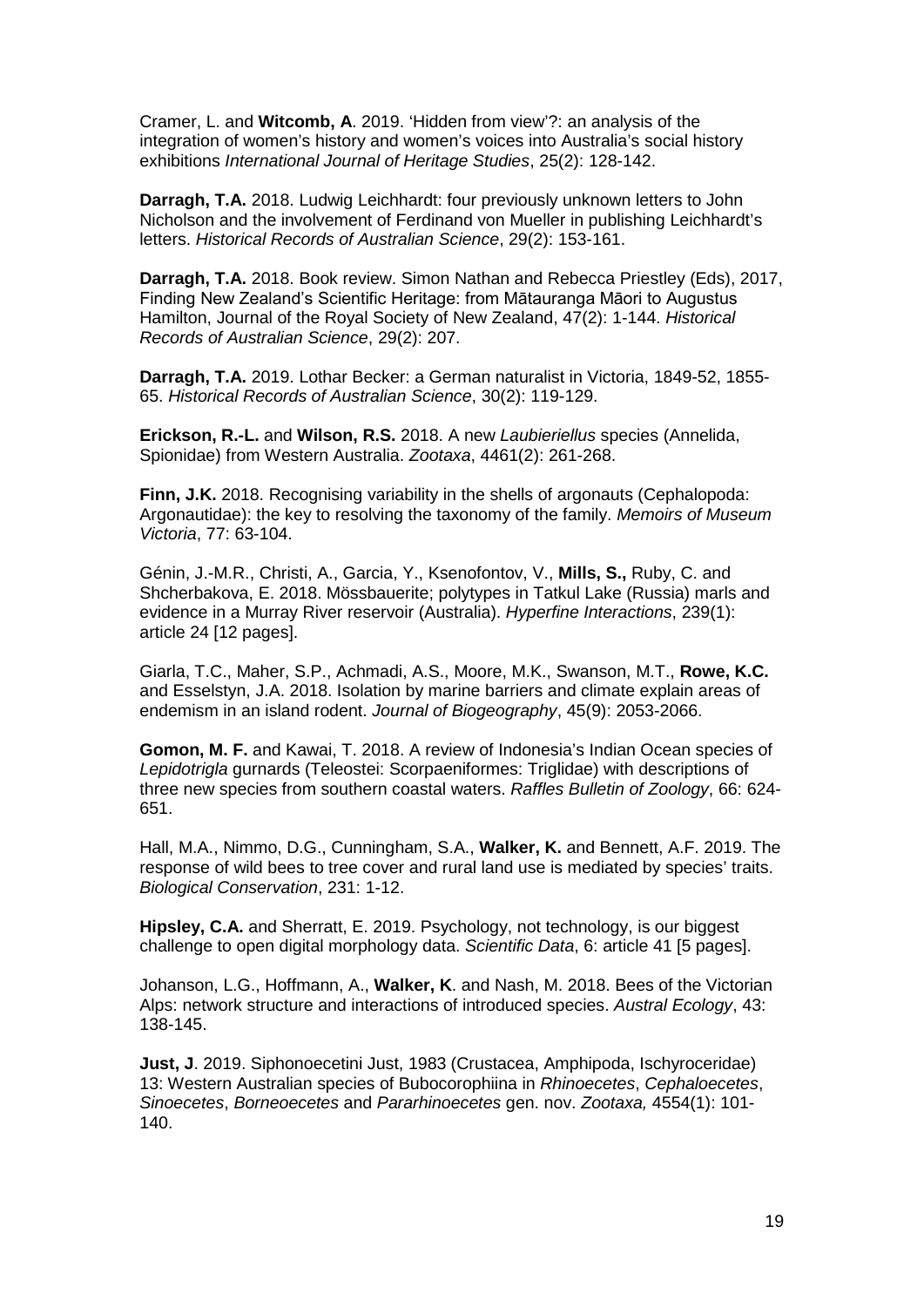Cramer, L. and **Witcomb, A**. 2019. 'Hidden from view'?: an analysis of the integration of women's history and women's voices into Australia's social history exhibitions *International Journal of Heritage Studies*, 25(2): 128-142.

**Darragh, T.A.** 2018. Ludwig Leichhardt: four previously unknown letters to John Nicholson and the involvement of Ferdinand von Mueller in publishing Leichhardt's letters. *Historical Records of Australian Science*, 29(2): 153-161.

**Darragh, T.A.** 2018. Book review. Simon Nathan and Rebecca Priestley (Eds), 2017, Finding New Zealand's Scientific Heritage: from Mātauranga Māori to Augustus Hamilton, Journal of the Royal Society of New Zealand, 47(2): 1-144. *Historical Records of Australian Science*, 29(2): 207.

**Darragh, T.A.** 2019. Lothar Becker: a German naturalist in Victoria, 1849-52, 1855-65. *Historical Records of Australian Science*, 30(2): 119-129.

**Erickson, R.-L.** and **Wilson, R.S.** 2018. A new *Laubieriellus* species (Annelida, Spionidae) from Western Australia. *Zootaxa*, 4461(2): 261-268.

**Finn, J.K.** 2018. Recognising variability in the shells of argonauts (Cephalopoda: Argonautidae): the key to resolving the taxonomy of the family. *Memoirs of Museum Victoria*, 77: 63-104.

Génin, J.-M.R., Christi, A., Garcia, Y., Ksenofontov, V., **Mills, S.,** Ruby, C. and Shcherbakova, E. 2018. Mössbauerite; polytypes in Tatkul Lake (Russia) marls and evidence in a Murray River reservoir (Australia). *Hyperfine Interactions*, 239(1): article 24 [12 pages].

Giarla, T.C., Maher, S.P., Achmadi, A.S., Moore, M.K., Swanson, M.T., **Rowe, K.C.** and Esselstyn, J.A. 2018. Isolation by marine barriers and climate explain areas of endemism in an island rodent. *Journal of Biogeography*, 45(9): 2053-2066.

**Gomon, M. F.** and Kawai, T. 2018. A review of Indonesia's Indian Ocean species of *Lepidotrigla* gurnards (Teleostei: Scorpaeniformes: Triglidae) with descriptions of three new species from southern coastal waters. *Raffles Bulletin of Zoology*, 66: 624-651.

Hall, M.A., Nimmo, D.G., Cunningham, S.A., **Walker, K.** and Bennett, A.F. 2019. The response of wild bees to tree cover and rural land use is mediated by species' traits. *Biological Conservation*, 231: 1-12.

**Hipsley, C.A.** and Sherratt, E. 2019. Psychology, not technology, is our biggest challenge to open digital morphology data. *Scientific Data*, 6: article 41 [5 pages].

Johanson, L.G., Hoffmann, A., **Walker, K**. and Nash, M. 2018. Bees of the Victorian Alps: network structure and interactions of introduced species. *Austral Ecology*, 43: 138-145.

**Just, J**. 2019. Siphonoecetini Just, 1983 (Crustacea, Amphipoda, Ischyroceridae) 13: Western Australian species of Bubocorophiina in *Rhinoecetes*, *Cephaloecetes*, *Sinoecetes*, *Borneoecetes* and *Pararhinoecetes* gen. nov. *Zootaxa,* 4554(1): 101-140.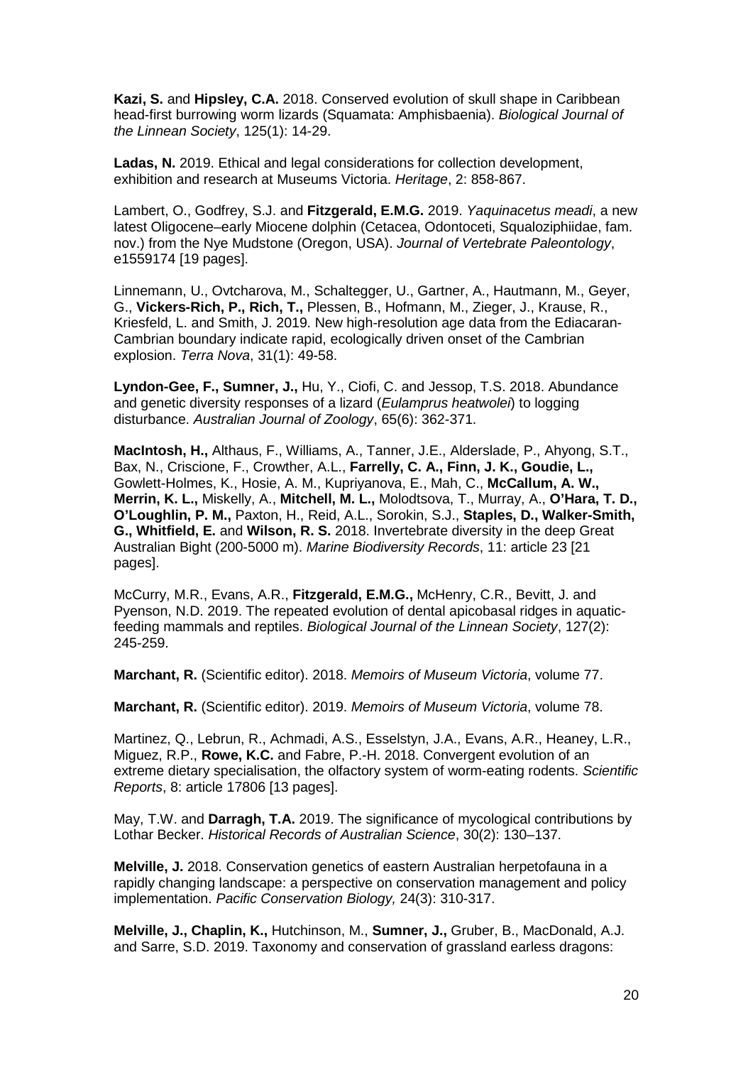**Kazi, S.** and **Hipsley, C.A.** 2018. Conserved evolution of skull shape in Caribbean head-first burrowing worm lizards (Squamata: Amphisbaenia). *Biological Journal of the Linnean Society*, 125(1): 14-29.

**Ladas, N.** 2019. Ethical and legal considerations for collection development, exhibition and research at Museums Victoria. *Heritage*, 2: 858-867.

Lambert, O., Godfrey, S.J. and **Fitzgerald, E.M.G.** 2019. *Yaquinacetus meadi*, a new latest Oligocene–early Miocene dolphin (Cetacea, Odontoceti, Squaloziphiidae, fam. nov.) from the Nye Mudstone (Oregon, USA). *Journal of Vertebrate Paleontology*, e1559174 [19 pages].

Linnemann, U., Ovtcharova, M., Schaltegger, U., Gartner, A., Hautmann, M., Geyer, G., **Vickers-Rich, P., Rich, T.,** Plessen, B., Hofmann, M., Zieger, J., Krause, R., Kriesfeld, L. and Smith, J. 2019. New high-resolution age data from the Ediacaran-Cambrian boundary indicate rapid, ecologically driven onset of the Cambrian explosion. *Terra Nova*, 31(1): 49-58.

**Lyndon-Gee, F., Sumner, J.,** Hu, Y., Ciofi, C. and Jessop, T.S. 2018. Abundance and genetic diversity responses of a lizard (*Eulamprus heatwolei*) to logging disturbance. *Australian Journal of Zoology*, 65(6): 362-371.

**MacIntosh, H.,** Althaus, F., Williams, A., Tanner, J.E., Alderslade, P., Ahyong, S.T., Bax, N., Criscione, F., Crowther, A.L., **Farrelly, C. A., Finn, J. K., Goudie, L.,** Gowlett-Holmes, K., Hosie, A. M., Kupriyanova, E., Mah, C., **McCallum, A. W., Merrin, K. L.,** Miskelly, A., **Mitchell, M. L.,** Molodtsova, T., Murray, A., **O'Hara, T. D., O'Loughlin, P. M.,** Paxton, H., Reid, A.L., Sorokin, S.J., **Staples, D., Walker-Smith, G., Whitfield, E.** and **Wilson, R. S.** 2018. Invertebrate diversity in the deep Great Australian Bight (200-5000 m). *Marine Biodiversity Records*, 11: article 23 [21 pages].

McCurry, M.R., Evans, A.R., **Fitzgerald, E.M.G.,** McHenry, C.R., Bevitt, J. and Pyenson, N.D. 2019. The repeated evolution of dental apicobasal ridges in aquatic-feeding mammals and reptiles. *Biological Journal of the Linnean Society*, 127(2): 245-259.

**Marchant, R.** (Scientific editor). 2018. *Memoirs of Museum Victoria*, volume 77.

**Marchant, R.** (Scientific editor). 2019. *Memoirs of Museum Victoria*, volume 78.

Martinez, Q., Lebrun, R., Achmadi, A.S., Esselstyn, J.A., Evans, A.R., Heaney, L.R., Miguez, R.P., **Rowe, K.C.** and Fabre, P.-H. 2018. Convergent evolution of an extreme dietary specialisation, the olfactory system of worm-eating rodents. *Scientific Reports*, 8: article 17806 [13 pages].

May, T.W. and **Darragh, T.A.** 2019. The significance of mycological contributions by Lothar Becker. *Historical Records of Australian Science*, 30(2): 130–137.

**Melville, J.** 2018. Conservation genetics of eastern Australian herpetofauna in a rapidly changing landscape: a perspective on conservation management and policy implementation. *Pacific Conservation Biology,* 24(3): 310-317.

**Melville, J., Chaplin, K.,** Hutchinson, M., **Sumner, J.,** Gruber, B., MacDonald, A.J. and Sarre, S.D. 2019. Taxonomy and conservation of grassland earless dragons: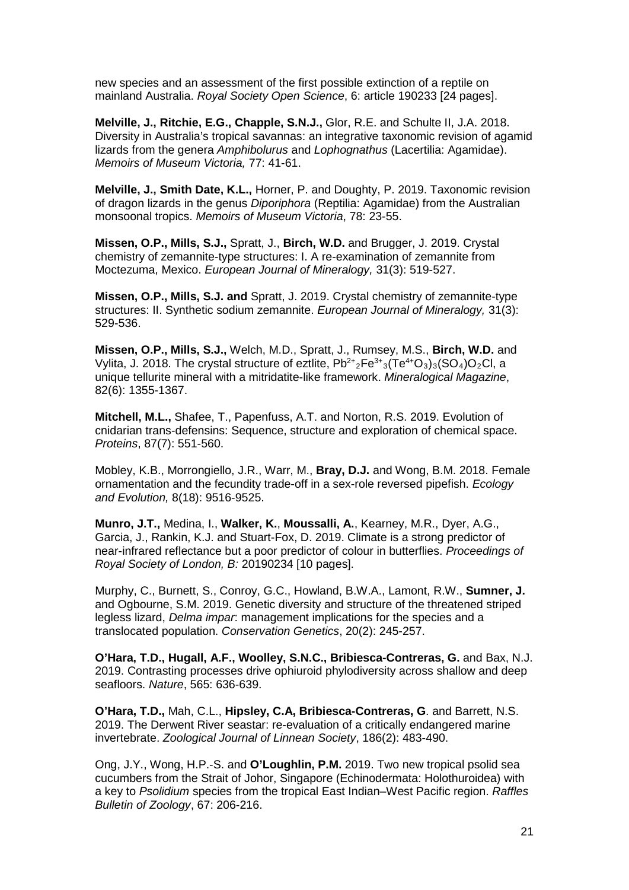new species and an assessment of the first possible extinction of a reptile on mainland Australia. *Royal Society Open Science*, 6: article 190233 [24 pages].

**Melville, J., Ritchie, E.G., Chapple, S.N.J.,** Glor, R.E. and Schulte II, J.A. 2018. Diversity in Australia's tropical savannas: an integrative taxonomic revision of agamid lizards from the genera *Amphibolurus* and *Lophognathus* (Lacertilia: Agamidae). *Memoirs of Museum Victoria,* 77: 41-61.

**Melville, J., Smith Date, K.L.,** Horner, P. and Doughty, P. 2019. Taxonomic revision of dragon lizards in the genus *Diporiphora* (Reptilia: Agamidae) from the Australian monsoonal tropics. *Memoirs of Museum Victoria*, 78: 23-55.

**Missen, O.P., Mills, S.J.,** Spratt, J., **Birch, W.D.** and Brugger, J. 2019. Crystal chemistry of zemannite-type structures: I. A re-examination of zemannite from Moctezuma, Mexico. *European Journal of Mineralogy,* 31(3): 519-527.

**Missen, O.P., Mills, S.J. and** Spratt, J. 2019. Crystal chemistry of zemannite-type structures: II. Synthetic sodium zemannite. *European Journal of Mineralogy,* 31(3): 529-536.

**Missen, O.P., Mills, S.J.,** Welch, M.D., Spratt, J., Rumsey, M.S., **Birch, W.D.** and Vylita, J. 2018. The crystal structure of eztlite, $Pb^{2+}{}_2Fe^{3+}{}_3(Te^{4+}O_3)_3(SO_4)O_2Cl$, a unique tellurite mineral with a mitridatite-like framework. *Mineralogical Magazine*, 82(6): 1355-1367.

**Mitchell, M.L.,** Shafee, T., Papenfuss, A.T. and Norton, R.S. 2019. Evolution of cnidarian trans-defensins: Sequence, structure and exploration of chemical space. *Proteins*, 87(7): 551-560.

Mobley, K.B., Morrongiello, J.R., Warr, M., **Bray, D.J.** and Wong, B.M. 2018. Female ornamentation and the fecundity trade-off in a sex-role reversed pipefish. *Ecology and Evolution,* 8(18): 9516-9525.

**Munro, J.T.,** Medina, I., **Walker, K.**, **Moussalli, A.**, Kearney, M.R., Dyer, A.G., Garcia, J., Rankin, K.J. and Stuart-Fox, D. 2019. Climate is a strong predictor of near-infrared reflectance but a poor predictor of colour in butterflies. *Proceedings of Royal Society of London, B:* 20190234 [10 pages].

Murphy, C., Burnett, S., Conroy, G.C., Howland, B.W.A., Lamont, R.W., **Sumner, J.** and Ogbourne, S.M. 2019. Genetic diversity and structure of the threatened striped legless lizard, *Delma impar*: management implications for the species and a translocated population. *Conservation Genetics*, 20(2): 245-257.

**O'Hara, T.D., Hugall, A.F., Woolley, S.N.C., Bribiesca-Contreras, G.** and Bax, N.J. 2019. Contrasting processes drive ophiuroid phylodiversity across shallow and deep seafloors. *Nature*, 565: 636-639.

**O'Hara, T.D.,** Mah, C.L., **Hipsley, C.A, Bribiesca-Contreras, G**. and Barrett, N.S. 2019. The Derwent River seastar: re-evaluation of a critically endangered marine invertebrate. *Zoological Journal of Linnean Society*, 186(2): 483-490.

Ong, J.Y., Wong, H.P.-S. and **O'Loughlin, P.M.** 2019. Two new tropical psolid sea cucumbers from the Strait of Johor, Singapore (Echinodermata: Holothuroidea) with a key to *Psolidium* species from the tropical East Indian–West Pacific region. *Raffles Bulletin of Zoology*, 67: 206-216.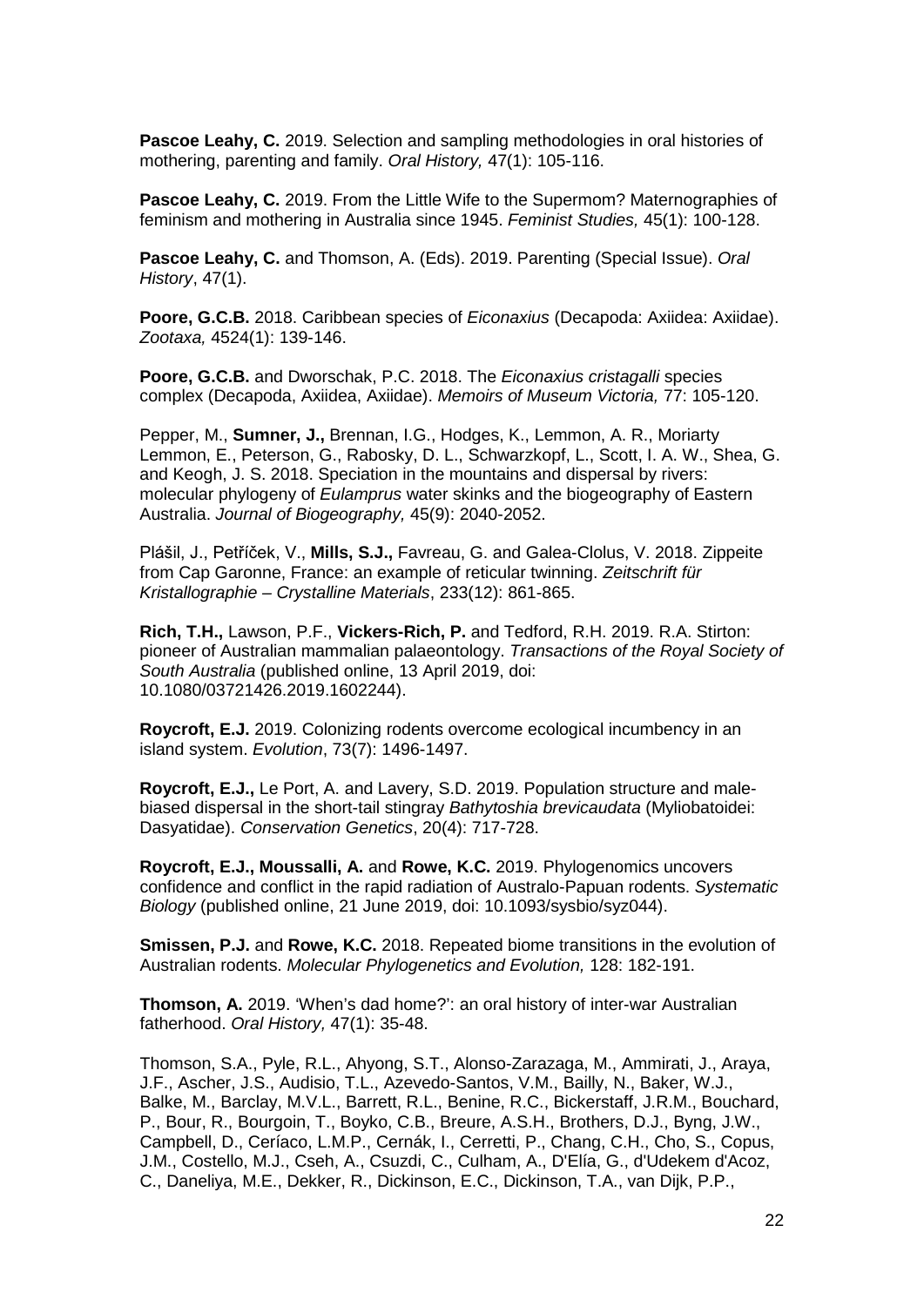**Pascoe Leahy, C.** 2019. Selection and sampling methodologies in oral histories of mothering, parenting and family. *Oral History,* 47(1): 105-116.

**Pascoe Leahy, C.** 2019. From the Little Wife to the Supermom? Maternographies of feminism and mothering in Australia since 1945. *Feminist Studies,* 45(1): 100-128.

**Pascoe Leahy, C.** and Thomson, A. (Eds). 2019. Parenting (Special Issue). *Oral History*, 47(1).

**Poore, G.C.B.** 2018. Caribbean species of *Eiconaxius* (Decapoda: Axiidea: Axiidae). *Zootaxa,* 4524(1): 139-146.

**Poore, G.C.B.** and Dworschak, P.C. 2018. The *Eiconaxius cristagalli* species complex (Decapoda, Axiidea, Axiidae). *Memoirs of Museum Victoria,* 77: 105-120.

Pepper, M., **Sumner, J.,** Brennan, I.G., Hodges, K., Lemmon, A. R., Moriarty Lemmon, E., Peterson, G., Rabosky, D. L., Schwarzkopf, L., Scott, I. A. W., Shea, G. and Keogh, J. S. 2018. Speciation in the mountains and dispersal by rivers: molecular phylogeny of *Eulamprus* water skinks and the biogeography of Eastern Australia. *Journal of Biogeography,* 45(9): 2040-2052.

Plášil, J., Petříček, V., **Mills, S.J.,** Favreau, G. and Galea-Clolus, V. 2018. Zippeite from Cap Garonne, France: an example of reticular twinning. *Zeitschrift für Kristallographie – Crystalline Materials*, 233(12): 861-865.

**Rich, T.H.,** Lawson, P.F., **Vickers-Rich, P.** and Tedford, R.H. 2019. R.A. Stirton: pioneer of Australian mammalian palaeontology. *Transactions of the Royal Society of South Australia* (published online, 13 April 2019, doi: 10.1080/03721426.2019.1602244).

**Roycroft, E.J.** 2019. Colonizing rodents overcome ecological incumbency in an island system. *Evolution*, 73(7): 1496-1497.

**Roycroft, E.J.,** Le Port, A. and Lavery, S.D. 2019. Population structure and male-biased dispersal in the short-tail stingray *Bathytoshia brevicaudata* (Myliobatoidei: Dasyatidae). *Conservation Genetics*, 20(4): 717-728.

**Roycroft, E.J., Moussalli, A.** and **Rowe, K.C.** 2019. Phylogenomics uncovers confidence and conflict in the rapid radiation of Australo-Papuan rodents. *Systematic Biology* (published online, 21 June 2019, doi: 10.1093/sysbio/syz044).

**Smissen, P.J.** and **Rowe, K.C.** 2018. Repeated biome transitions in the evolution of Australian rodents. *Molecular Phylogenetics and Evolution,* 128: 182-191.

**Thomson, A.** 2019. 'When's dad home?': an oral history of inter-war Australian fatherhood. *Oral History,* 47(1): 35-48.

Thomson, S.A., Pyle, R.L., Ahyong, S.T., Alonso-Zarazaga, M., Ammirati, J., Araya, J.F., Ascher, J.S., Audisio, T.L., Azevedo-Santos, V.M., Bailly, N., Baker, W.J., Balke, M., Barclay, M.V.L., Barrett, R.L., Benine, R.C., Bickerstaff, J.R.M., Bouchard, P., Bour, R., Bourgoin, T., Boyko, C.B., Breure, A.S.H., Brothers, D.J., Byng, J.W., Campbell, D., Ceríaco, L.M.P., Cernák, I., Cerretti, P., Chang, C.H., Cho, S., Copus, J.M., Costello, M.J., Cseh, A., Csuzdi, C., Culham, A., D'Elía, G., d'Udekem d'Acoz, C., Daneliya, M.E., Dekker, R., Dickinson, E.C., Dickinson, T.A., van Dijk, P.P.,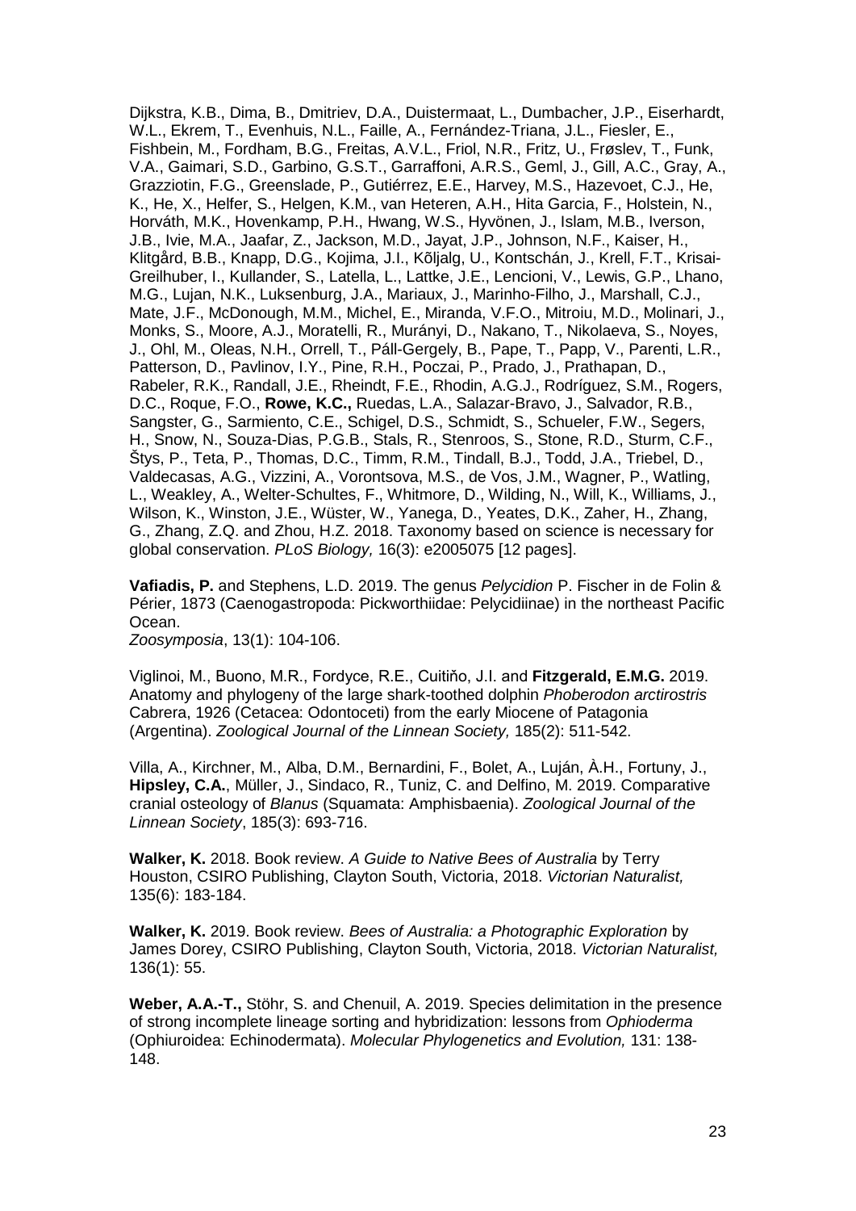Dijkstra, K.B., Dima, B., Dmitriev, D.A., Duistermaat, L., Dumbacher, J.P., Eiserhardt, W.L., Ekrem, T., Evenhuis, N.L., Faille, A., Fernández-Triana, J.L., Fiesler, E., Fishbein, M., Fordham, B.G., Freitas, A.V.L., Friol, N.R., Fritz, U., Frøslev, T., Funk, V.A., Gaimari, S.D., Garbino, G.S.T., Garraffoni, A.R.S., Geml, J., Gill, A.C., Gray, A., Grazziotin, F.G., Greenslade, P., Gutiérrez, E.E., Harvey, M.S., Hazevoet, C.J., He, K., He, X., Helfer, S., Helgen, K.M., van Heteren, A.H., Hita Garcia, F., Holstein, N., Horváth, M.K., Hovenkamp, P.H., Hwang, W.S., Hyvönen, J., Islam, M.B., Iverson, J.B., Ivie, M.A., Jaafar, Z., Jackson, M.D., Jayat, J.P., Johnson, N.F., Kaiser, H., Klitgård, B.B., Knapp, D.G., Kojima, J.I., Kõljalg, U., Kontschán, J., Krell, F.T., Krisai-Greilhuber, I., Kullander, S., Latella, L., Lattke, J.E., Lencioni, V., Lewis, G.P., Lhano, M.G., Lujan, N.K., Luksenburg, J.A., Mariaux, J., Marinho-Filho, J., Marshall, C.J., Mate, J.F., McDonough, M.M., Michel, E., Miranda, V.F.O., Mitroiu, M.D., Molinari, J., Monks, S., Moore, A.J., Moratelli, R., Murányi, D., Nakano, T., Nikolaeva, S., Noyes, J., Ohl, M., Oleas, N.H., Orrell, T., Páll-Gergely, B., Pape, T., Papp, V., Parenti, L.R., Patterson, D., Pavlinov, I.Y., Pine, R.H., Poczai, P., Prado, J., Prathapan, D., Rabeler, R.K., Randall, J.E., Rheindt, F.E., Rhodin, A.G.J., Rodríguez, S.M., Rogers, D.C., Roque, F.O., **Rowe, K.C.,** Ruedas, L.A., Salazar-Bravo, J., Salvador, R.B., Sangster, G., Sarmiento, C.E., Schigel, D.S., Schmidt, S., Schueler, F.W., Segers, H., Snow, N., Souza-Dias, P.G.B., Stals, R., Stenroos, S., Stone, R.D., Sturm, C.F., Štys, P., Teta, P., Thomas, D.C., Timm, R.M., Tindall, B.J., Todd, J.A., Triebel, D., Valdecasas, A.G., Vizzini, A., Vorontsova, M.S., de Vos, J.M., Wagner, P., Watling, L., Weakley, A., Welter-Schultes, F., Whitmore, D., Wilding, N., Will, K., Williams, J., Wilson, K., Winston, J.E., Wüster, W., Yanega, D., Yeates, D.K., Zaher, H., Zhang, G., Zhang, Z.Q. and Zhou, H.Z. 2018. Taxonomy based on science is necessary for global conservation. *PLoS Biology,* 16(3): e2005075 [12 pages].

**Vafiadis, P.** and Stephens, L.D. 2019. The genus *Pelycidion* P. Fischer in de Folin & Périer, 1873 (Caenogastropoda: Pickworthiidae: Pelycidiinae) in the northeast Pacific Ocean.
*Zoosymposia*, 13(1): 104-106.

Viglinoi, M., Buono, M.R., Fordyce, R.E., Cuitiño, J.I. and **Fitzgerald, E.M.G.** 2019. Anatomy and phylogeny of the large shark-toothed dolphin *Phoberodon arctirostris* Cabrera, 1926 (Cetacea: Odontoceti) from the early Miocene of Patagonia (Argentina). *Zoological Journal of the Linnean Society,* 185(2): 511-542.

Villa, A., Kirchner, M., Alba, D.M., Bernardini, F., Bolet, A., Luján, À.H., Fortuny, J., **Hipsley, C.A.**, Müller, J., Sindaco, R., Tuniz, C. and Delfino, M. 2019. Comparative cranial osteology of *Blanus* (Squamata: Amphisbaenia). *Zoological Journal of the Linnean Society*, 185(3): 693-716.

**Walker, K.** 2018. Book review. *A Guide to Native Bees of Australia* by Terry Houston, CSIRO Publishing, Clayton South, Victoria, 2018. *Victorian Naturalist,* 135(6): 183-184.

**Walker, K.** 2019. Book review. *Bees of Australia: a Photographic Exploration* by James Dorey, CSIRO Publishing, Clayton South, Victoria, 2018. *Victorian Naturalist,* 136(1): 55.

**Weber, A.A.-T.,** Stöhr, S. and Chenuil, A. 2019. Species delimitation in the presence of strong incomplete lineage sorting and hybridization: lessons from *Ophioderma* (Ophiuroidea: Echinodermata). *Molecular Phylogenetics and Evolution,* 131: 138-148.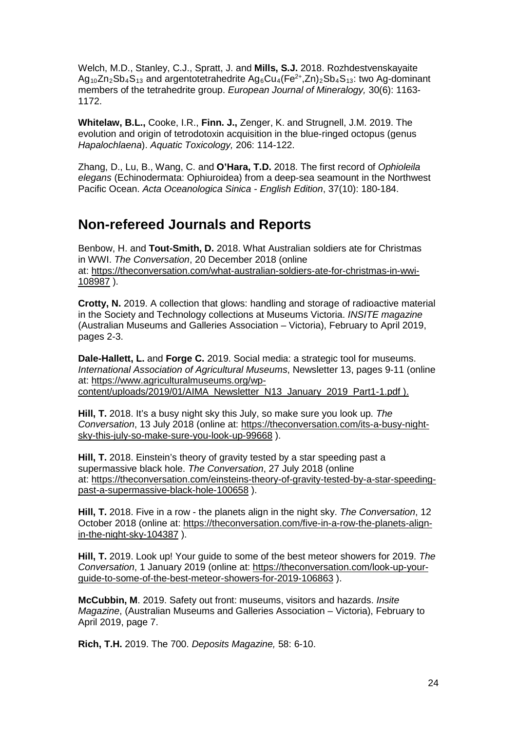Welch, M.D., Stanley, C.J., Spratt, J. and **Mills, S.J.** 2018. Rozhdestvenskayaite $Ag_{10}Zn_2Sb_4S_{13}$ and argentotetrahedrite $Ag_6Cu_4(Fe^{2+},Zn)_2Sb_4S_{13}$: two Ag-dominant members of the tetrahedrite group. *European Journal of Mineralogy,* 30(6): 1163-1172.

**Whitelaw, B.L.,** Cooke, I.R., **Finn. J.,** Zenger, K. and Strugnell, J.M. 2019. The evolution and origin of tetrodotoxin acquisition in the blue-ringed octopus (genus *Hapalochlaena*). *Aquatic Toxicology,* 206: 114-122.

Zhang, D., Lu, B., Wang, C. and **O'Hara, T.D.** 2018. The first record of *Ophioleila elegans* (Echinodermata: Ophiuroidea) from a deep-sea seamount in the Northwest Pacific Ocean. *Acta Oceanologica Sinica - English Edition*, 37(10): 180-184.

## Non-refereed Journals and Reports

Benbow, H. and **Tout-Smith, D.** 2018. What Australian soldiers ate for Christmas in WWI. *The Conversation*, 20 December 2018 (online at: https://theconversation.com/what-australian-soldiers-ate-for-christmas-in-wwi-108987 ).

**Crotty, N.** 2019. A collection that glows: handling and storage of radioactive material in the Society and Technology collections at Museums Victoria. *INSITE magazine* (Australian Museums and Galleries Association – Victoria), February to April 2019, pages 2-3.

**Dale-Hallett, L.** and **Forge C.** 2019. Social media: a strategic tool for museums. *International Association of Agricultural Museums*, Newsletter 13, pages 9-11 (online at: https://www.agriculturalmuseums.org/wp-content/uploads/2019/01/AIMA_Newsletter_N13_January_2019_Part1-1.pdf ).

**Hill, T.** 2018. It's a busy night sky this July, so make sure you look up. *The Conversation*, 13 July 2018 (online at: https://theconversation.com/its-a-busy-night-sky-this-july-so-make-sure-you-look-up-99668 ).

**Hill, T.** 2018. Einstein's theory of gravity tested by a star speeding past a supermassive black hole. *The Conversation*, 27 July 2018 (online at: https://theconversation.com/einsteins-theory-of-gravity-tested-by-a-star-speeding-past-a-supermassive-black-hole-100658 ).

**Hill, T.** 2018. Five in a row - the planets align in the night sky. *The Conversation*, 12 October 2018 (online at: https://theconversation.com/five-in-a-row-the-planets-align-in-the-night-sky-104387 ).

**Hill, T.** 2019. Look up! Your guide to some of the best meteor showers for 2019. *The Conversation*, 1 January 2019 (online at: https://theconversation.com/look-up-your-guide-to-some-of-the-best-meteor-showers-for-2019-106863 ).

**McCubbin, M**. 2019. Safety out front: museums, visitors and hazards. *Insite Magazine*, (Australian Museums and Galleries Association – Victoria), February to April 2019, page 7.

**Rich, T.H.** 2019. The 700. *Deposits Magazine,* 58: 6-10.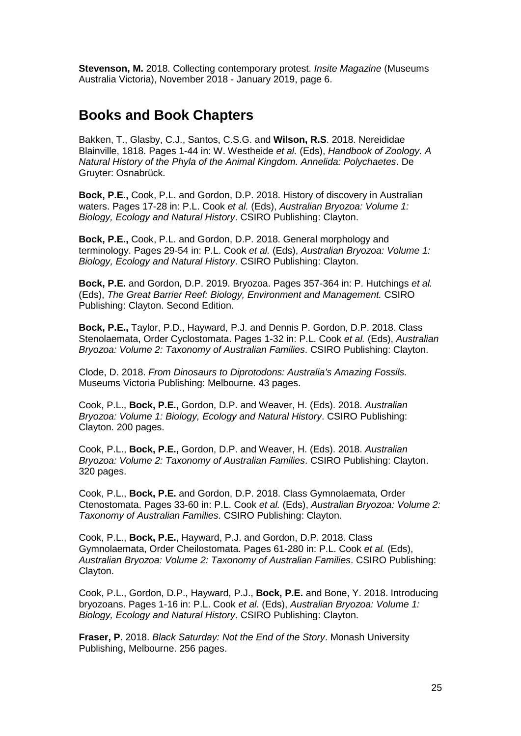**Stevenson, M.** 2018. Collecting contemporary protest. *Insite Magazine* (Museums Australia Victoria), November 2018 - January 2019, page 6.

## Books and Book Chapters

Bakken, T., Glasby, C.J., Santos, C.S.G. and **Wilson, R.S**. 2018. Nereididae Blainville, 1818. Pages 1-44 in: W. Westheide *et al.* (Eds), *Handbook of Zoology. A Natural History of the Phyla of the Animal Kingdom. Annelida: Polychaetes*. De Gruyter: Osnabrück.

**Bock, P.E.,** Cook, P.L. and Gordon, D.P. 2018. History of discovery in Australian waters. Pages 17-28 in: P.L. Cook *et al.* (Eds), *Australian Bryozoa: Volume 1: Biology, Ecology and Natural History*. CSIRO Publishing: Clayton.

**Bock, P.E.,** Cook, P.L. and Gordon, D.P. 2018. General morphology and terminology. Pages 29-54 in: P.L. Cook *et al.* (Eds), *Australian Bryozoa: Volume 1: Biology, Ecology and Natural History*. CSIRO Publishing: Clayton.

**Bock, P.E.** and Gordon, D.P. 2019. Bryozoa. Pages 357-364 in: P. Hutchings *et al.* (Eds), *The Great Barrier Reef: Biology, Environment and Management.* CSIRO Publishing: Clayton. Second Edition.

**Bock, P.E.,** Taylor, P.D., Hayward, P.J. and Dennis P. Gordon, D.P. 2018. Class Stenolaemata, Order Cyclostomata. Pages 1-32 in: P.L. Cook *et al.* (Eds), *Australian Bryozoa: Volume 2: Taxonomy of Australian Families*. CSIRO Publishing: Clayton.

Clode, D. 2018. *From Dinosaurs to Diprotodons: Australia's Amazing Fossils.* Museums Victoria Publishing: Melbourne. 43 pages.

Cook, P.L., **Bock, P.E.,** Gordon, D.P. and Weaver, H. (Eds). 2018. *Australian Bryozoa: Volume 1: Biology, Ecology and Natural History*. CSIRO Publishing: Clayton. 200 pages.

Cook, P.L., **Bock, P.E.,** Gordon, D.P. and Weaver, H. (Eds). 2018. *Australian Bryozoa: Volume 2: Taxonomy of Australian Families*. CSIRO Publishing: Clayton. 320 pages.

Cook, P.L., **Bock, P.E.** and Gordon, D.P. 2018. Class Gymnolaemata, Order Ctenostomata. Pages 33-60 in: P.L. Cook *et al.* (Eds), *Australian Bryozoa: Volume 2: Taxonomy of Australian Families*. CSIRO Publishing: Clayton.

Cook, P.L., **Bock, P.E.**, Hayward, P.J. and Gordon, D.P. 2018. Class Gymnolaemata, Order Cheilostomata. Pages 61-280 in: P.L. Cook *et al.* (Eds), *Australian Bryozoa: Volume 2: Taxonomy of Australian Families*. CSIRO Publishing: Clayton.

Cook, P.L., Gordon, D.P., Hayward, P.J., **Bock, P.E.** and Bone, Y. 2018. Introducing bryozoans. Pages 1-16 in: P.L. Cook *et al.* (Eds), *Australian Bryozoa: Volume 1: Biology, Ecology and Natural History*. CSIRO Publishing: Clayton.

**Fraser, P**. 2018. *Black Saturday: Not the End of the Story*. Monash University Publishing, Melbourne. 256 pages.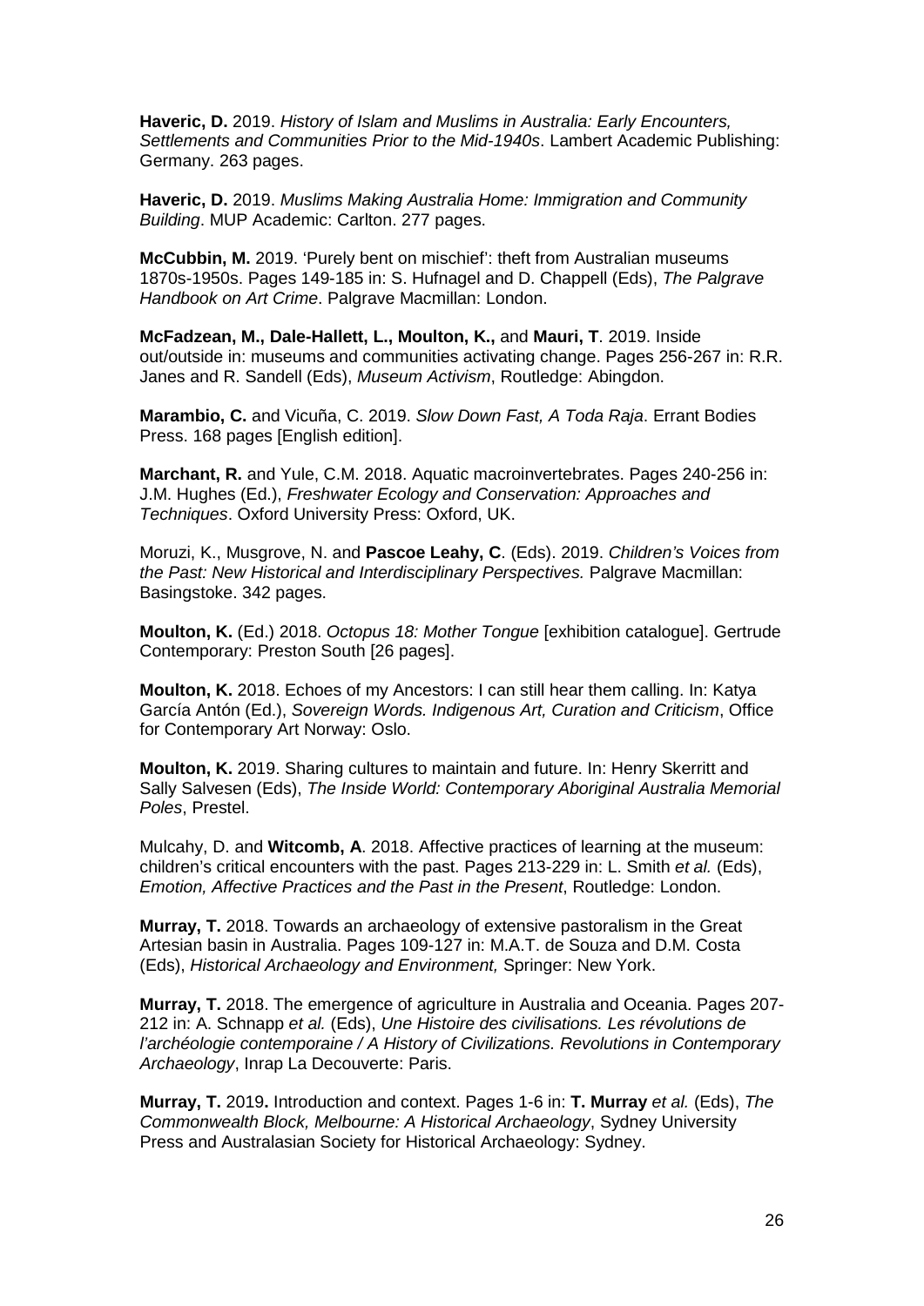**Haveric, D.** 2019. *History of Islam and Muslims in Australia: Early Encounters, Settlements and Communities Prior to the Mid-1940s*. Lambert Academic Publishing: Germany. 263 pages.

**Haveric, D.** 2019. *Muslims Making Australia Home: Immigration and Community Building*. MUP Academic: Carlton. 277 pages.

**McCubbin, M.** 2019. 'Purely bent on mischief': theft from Australian museums 1870s-1950s. Pages 149-185 in: S. Hufnagel and D. Chappell (Eds), *The Palgrave Handbook on Art Crime*. Palgrave Macmillan: London.

**McFadzean, M., Dale-Hallett, L., Moulton, K.,** and **Mauri, T**. 2019. Inside out/outside in: museums and communities activating change. Pages 256-267 in: R.R. Janes and R. Sandell (Eds), *Museum Activism*, Routledge: Abingdon.

**Marambio, C.** and Vicuña, C. 2019. *Slow Down Fast, A Toda Raja*. Errant Bodies Press. 168 pages [English edition].

**Marchant, R.** and Yule, C.M. 2018. Aquatic macroinvertebrates. Pages 240-256 in: J.M. Hughes (Ed.), *Freshwater Ecology and Conservation: Approaches and Techniques*. Oxford University Press: Oxford, UK.

Moruzi, K., Musgrove, N. and **Pascoe Leahy, C**. (Eds). 2019. *Children's Voices from the Past: New Historical and Interdisciplinary Perspectives.* Palgrave Macmillan: Basingstoke. 342 pages.

**Moulton, K.** (Ed.) 2018. *Octopus 18: Mother Tongue* [exhibition catalogue]. Gertrude Contemporary: Preston South [26 pages].

**Moulton, K.** 2018. Echoes of my Ancestors: I can still hear them calling. In: Katya García Antón (Ed.), *Sovereign Words. Indigenous Art, Curation and Criticism*, Office for Contemporary Art Norway: Oslo.

**Moulton, K.** 2019. Sharing cultures to maintain and future. In: Henry Skerritt and Sally Salvesen (Eds), *The Inside World: Contemporary Aboriginal Australia Memorial Poles*, Prestel.

Mulcahy, D. and **Witcomb, A**. 2018. Affective practices of learning at the museum: children's critical encounters with the past. Pages 213-229 in: L. Smith *et al.* (Eds), *Emotion, Affective Practices and the Past in the Present*, Routledge: London.

**Murray, T.** 2018. Towards an archaeology of extensive pastoralism in the Great Artesian basin in Australia. Pages 109-127 in: M.A.T. de Souza and D.M. Costa (Eds), *Historical Archaeology and Environment,* Springer: New York.

**Murray, T.** 2018. The emergence of agriculture in Australia and Oceania. Pages 207-212 in: A. Schnapp *et al.* (Eds), *Une Histoire des civilisations. Les révolutions de l'archéologie contemporaine / A History of Civilizations. Revolutions in Contemporary Archaeology*, Inrap La Decouverte: Paris.

**Murray, T.** 2019**.** Introduction and context. Pages 1-6 in: **T. Murray** *et al.* (Eds), *The Commonwealth Block, Melbourne: A Historical Archaeology*, Sydney University Press and Australasian Society for Historical Archaeology: Sydney.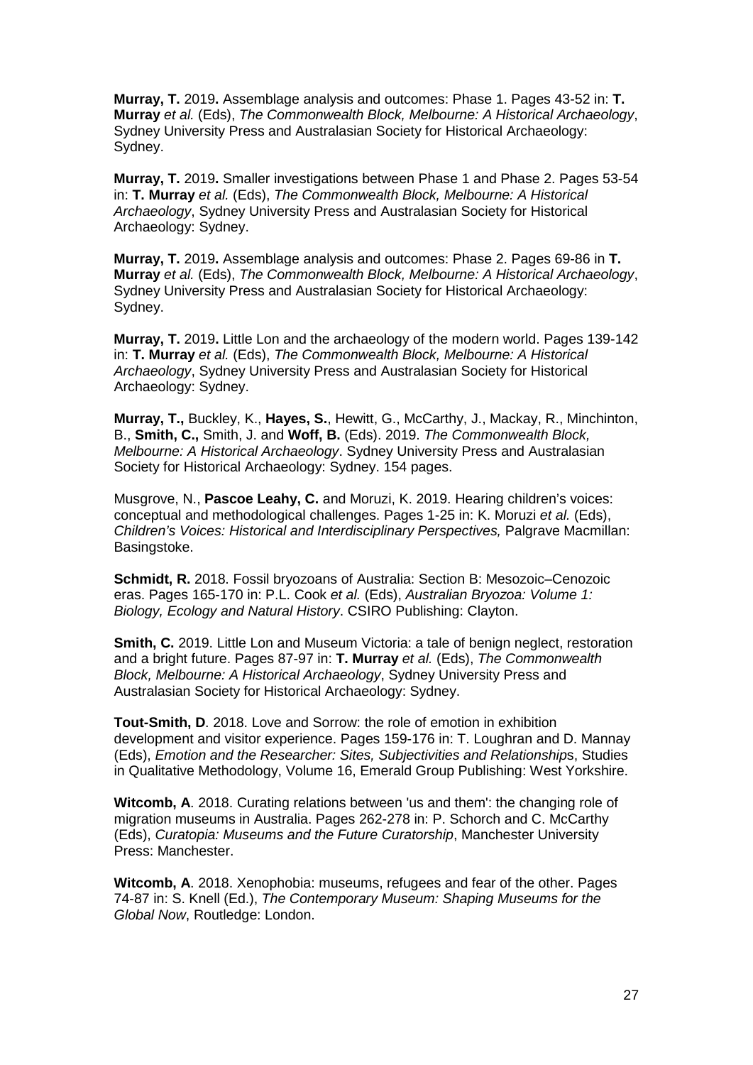**Murray, T.** 2019**.** Assemblage analysis and outcomes: Phase 1. Pages 43-52 in: **T. Murray** *et al.* (Eds), *The Commonwealth Block, Melbourne: A Historical Archaeology*, Sydney University Press and Australasian Society for Historical Archaeology: Sydney.

**Murray, T.** 2019**.** Smaller investigations between Phase 1 and Phase 2. Pages 53-54 in: **T. Murray** *et al.* (Eds), *The Commonwealth Block, Melbourne: A Historical Archaeology*, Sydney University Press and Australasian Society for Historical Archaeology: Sydney.

**Murray, T.** 2019**.** Assemblage analysis and outcomes: Phase 2. Pages 69-86 in **T. Murray** *et al.* (Eds), *The Commonwealth Block, Melbourne: A Historical Archaeology*, Sydney University Press and Australasian Society for Historical Archaeology: Sydney.

**Murray, T.** 2019**.** Little Lon and the archaeology of the modern world. Pages 139-142 in: **T. Murray** *et al.* (Eds), *The Commonwealth Block, Melbourne: A Historical Archaeology*, Sydney University Press and Australasian Society for Historical Archaeology: Sydney.

**Murray, T.,** Buckley, K., **Hayes, S.**, Hewitt, G., McCarthy, J., Mackay, R., Minchinton, B., **Smith, C.,** Smith, J. and **Woff, B.** (Eds). 2019. *The Commonwealth Block, Melbourne: A Historical Archaeology*. Sydney University Press and Australasian Society for Historical Archaeology: Sydney. 154 pages.

Musgrove, N., **Pascoe Leahy, C.** and Moruzi, K. 2019. Hearing children's voices: conceptual and methodological challenges. Pages 1-25 in: K. Moruzi *et al.* (Eds), *Children's Voices: Historical and Interdisciplinary Perspectives,* Palgrave Macmillan: Basingstoke.

**Schmidt, R.** 2018. Fossil bryozoans of Australia: Section B: Mesozoic–Cenozoic eras. Pages 165-170 in: P.L. Cook *et al.* (Eds), *Australian Bryozoa: Volume 1: Biology, Ecology and Natural History*. CSIRO Publishing: Clayton.

**Smith, C.** 2019. Little Lon and Museum Victoria: a tale of benign neglect, restoration and a bright future. Pages 87-97 in: **T. Murray** *et al.* (Eds), *The Commonwealth Block, Melbourne: A Historical Archaeology*, Sydney University Press and Australasian Society for Historical Archaeology: Sydney.

**Tout-Smith, D**. 2018. Love and Sorrow: the role of emotion in exhibition development and visitor experience. Pages 159-176 in: T. Loughran and D. Mannay (Eds), *Emotion and the Researcher: Sites, Subjectivities and Relationships*, Studies in Qualitative Methodology, Volume 16, Emerald Group Publishing: West Yorkshire.

**Witcomb, A**. 2018. Curating relations between 'us and them': the changing role of migration museums in Australia. Pages 262-278 in: P. Schorch and C. McCarthy (Eds), *Curatopia: Museums and the Future Curatorship*, Manchester University Press: Manchester.

**Witcomb, A**. 2018. Xenophobia: museums, refugees and fear of the other. Pages 74-87 in: S. Knell (Ed.), *The Contemporary Museum: Shaping Museums for the Global Now*, Routledge: London.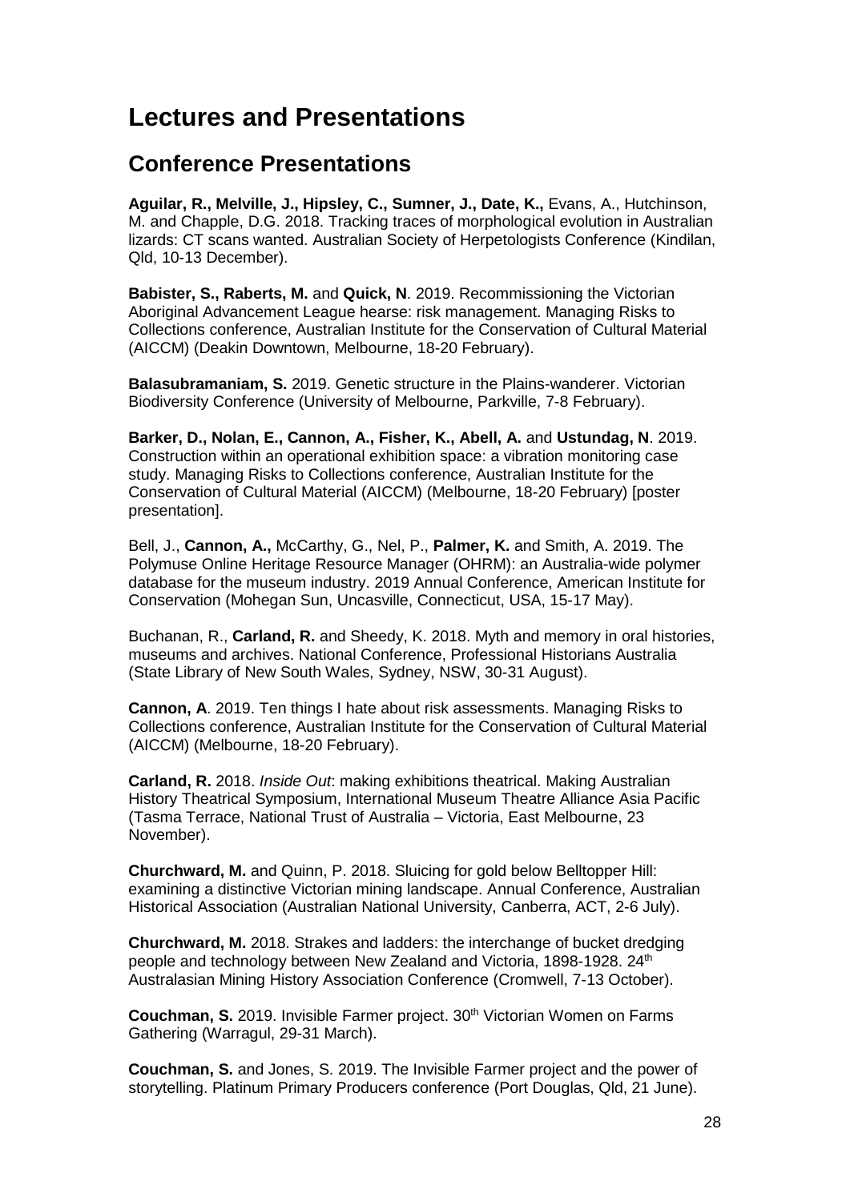# Lectures and Presentations

## Conference Presentations

**Aguilar, R., Melville, J., Hipsley, C., Sumner, J., Date, K.,** Evans, A., Hutchinson, M. and Chapple, D.G. 2018. Tracking traces of morphological evolution in Australian lizards: CT scans wanted. Australian Society of Herpetologists Conference (Kindilan, Qld, 10-13 December).

**Babister, S., Raberts, M.** and **Quick, N**. 2019. Recommissioning the Victorian Aboriginal Advancement League hearse: risk management. Managing Risks to Collections conference, Australian Institute for the Conservation of Cultural Material (AICCM) (Deakin Downtown, Melbourne, 18-20 February).

**Balasubramaniam, S.** 2019. Genetic structure in the Plains-wanderer. Victorian Biodiversity Conference (University of Melbourne, Parkville, 7-8 February).

**Barker, D., Nolan, E., Cannon, A., Fisher, K., Abell, A.** and **Ustundag, N**. 2019. Construction within an operational exhibition space: a vibration monitoring case study. Managing Risks to Collections conference, Australian Institute for the Conservation of Cultural Material (AICCM) (Melbourne, 18-20 February) [poster presentation].

Bell, J., **Cannon, A.,** McCarthy, G., Nel, P., **Palmer, K.** and Smith, A. 2019. The Polymuse Online Heritage Resource Manager (OHRM): an Australia-wide polymer database for the museum industry. 2019 Annual Conference, American Institute for Conservation (Mohegan Sun, Uncasville, Connecticut, USA, 15-17 May).

Buchanan, R., **Carland, R.** and Sheedy, K. 2018. Myth and memory in oral histories, museums and archives. National Conference, Professional Historians Australia (State Library of New South Wales, Sydney, NSW, 30-31 August).

**Cannon, A**. 2019. Ten things I hate about risk assessments. Managing Risks to Collections conference, Australian Institute for the Conservation of Cultural Material (AICCM) (Melbourne, 18-20 February).

**Carland, R.** 2018. *Inside Out*: making exhibitions theatrical. Making Australian History Theatrical Symposium, International Museum Theatre Alliance Asia Pacific (Tasma Terrace, National Trust of Australia – Victoria, East Melbourne, 23 November).

**Churchward, M.** and Quinn, P. 2018. Sluicing for gold below Belltopper Hill: examining a distinctive Victorian mining landscape. Annual Conference, Australian Historical Association (Australian National University, Canberra, ACT, 2-6 July).

**Churchward, M.** 2018. Strakes and ladders: the interchange of bucket dredging people and technology between New Zealand and Victoria, 1898-1928. 24th Australasian Mining History Association Conference (Cromwell, 7-13 October).

**Couchman, S.** 2019. Invisible Farmer project. 30th Victorian Women on Farms Gathering (Warragul, 29-31 March).

**Couchman, S.** and Jones, S. 2019. The Invisible Farmer project and the power of storytelling. Platinum Primary Producers conference (Port Douglas, Qld, 21 June).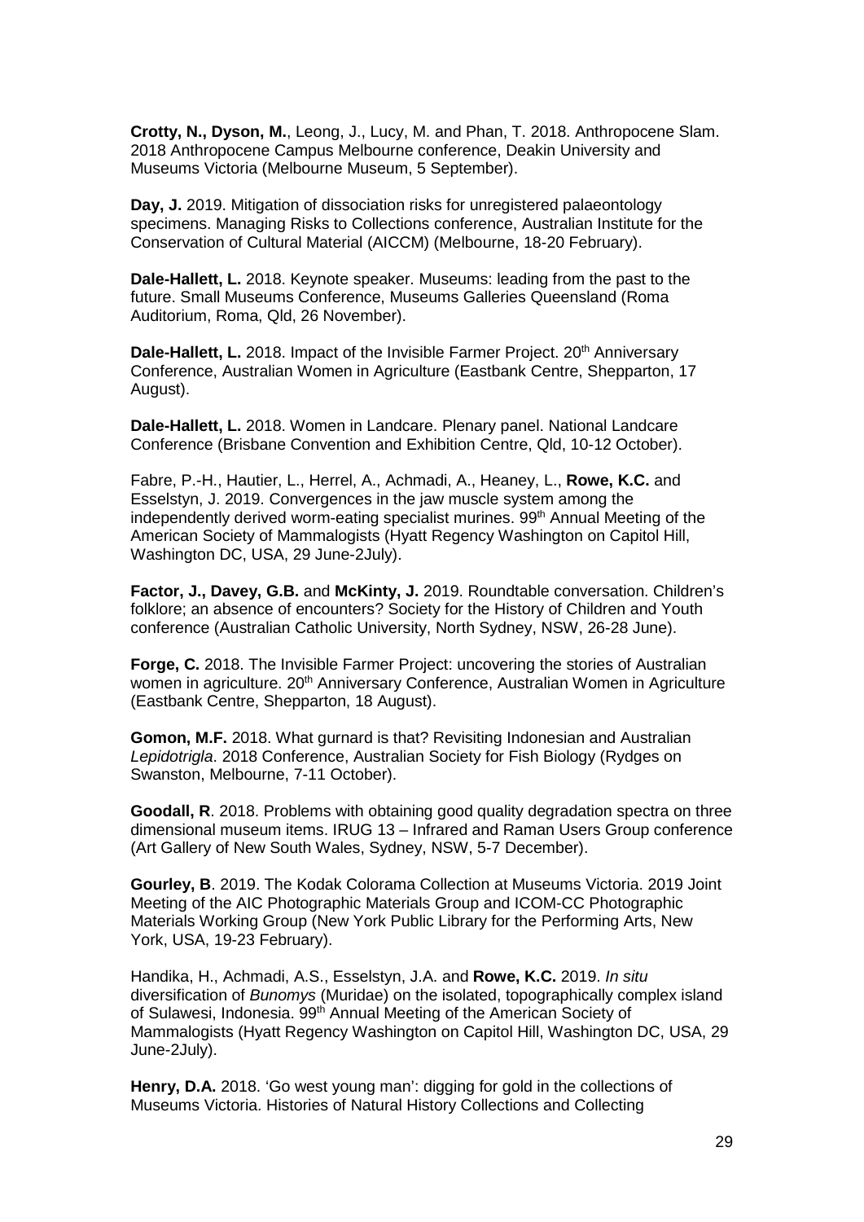**Crotty, N., Dyson, M.**, Leong, J., Lucy, M. and Phan, T. 2018. Anthropocene Slam. 2018 Anthropocene Campus Melbourne conference, Deakin University and Museums Victoria (Melbourne Museum, 5 September).

**Day, J.** 2019. Mitigation of dissociation risks for unregistered palaeontology specimens. Managing Risks to Collections conference, Australian Institute for the Conservation of Cultural Material (AICCM) (Melbourne, 18-20 February).

**Dale-Hallett, L.** 2018. Keynote speaker. Museums: leading from the past to the future. Small Museums Conference, Museums Galleries Queensland (Roma Auditorium, Roma, Qld, 26 November).

**Dale-Hallett, L.** 2018. Impact of the Invisible Farmer Project. 20th Anniversary Conference, Australian Women in Agriculture (Eastbank Centre, Shepparton, 17 August).

**Dale-Hallett, L.** 2018. Women in Landcare. Plenary panel. National Landcare Conference (Brisbane Convention and Exhibition Centre, Qld, 10-12 October).

Fabre, P.-H., Hautier, L., Herrel, A., Achmadi, A., Heaney, L., **Rowe, K.C.** and Esselstyn, J. 2019. Convergences in the jaw muscle system among the independently derived worm-eating specialist murines. 99th Annual Meeting of the American Society of Mammalogists (Hyatt Regency Washington on Capitol Hill, Washington DC, USA, 29 June-2July).

**Factor, J., Davey, G.B.** and **McKinty, J.** 2019. Roundtable conversation. Children's folklore; an absence of encounters? Society for the History of Children and Youth conference (Australian Catholic University, North Sydney, NSW, 26-28 June).

**Forge, C.** 2018. The Invisible Farmer Project: uncovering the stories of Australian women in agriculture. 20th Anniversary Conference, Australian Women in Agriculture (Eastbank Centre, Shepparton, 18 August).

**Gomon, M.F.** 2018. What gurnard is that? Revisiting Indonesian and Australian *Lepidotrigla*. 2018 Conference, Australian Society for Fish Biology (Rydges on Swanston, Melbourne, 7-11 October).

**Goodall, R**. 2018. Problems with obtaining good quality degradation spectra on three dimensional museum items. IRUG 13 – Infrared and Raman Users Group conference (Art Gallery of New South Wales, Sydney, NSW, 5-7 December).

**Gourley, B**. 2019. The Kodak Colorama Collection at Museums Victoria. 2019 Joint Meeting of the AIC Photographic Materials Group and ICOM-CC Photographic Materials Working Group (New York Public Library for the Performing Arts, New York, USA, 19-23 February).

Handika, H., Achmadi, A.S., Esselstyn, J.A. and **Rowe, K.C.** 2019. *In situ* diversification of *Bunomys* (Muridae) on the isolated, topographically complex island of Sulawesi, Indonesia. 99th Annual Meeting of the American Society of Mammalogists (Hyatt Regency Washington on Capitol Hill, Washington DC, USA, 29 June-2July).

**Henry, D.A.** 2018. 'Go west young man': digging for gold in the collections of Museums Victoria. Histories of Natural History Collections and Collecting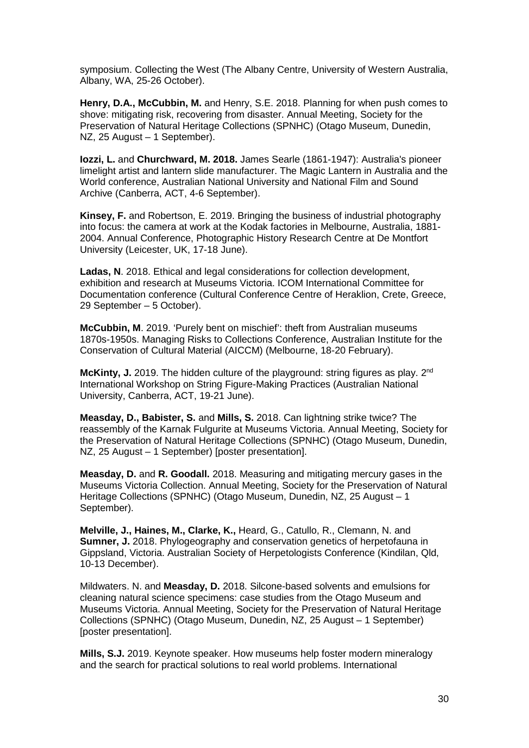symposium. Collecting the West (The Albany Centre, University of Western Australia, Albany, WA, 25-26 October).

**Henry, D.A., McCubbin, M.** and Henry, S.E. 2018. Planning for when push comes to shove: mitigating risk, recovering from disaster. Annual Meeting, Society for the Preservation of Natural Heritage Collections (SPNHC) (Otago Museum, Dunedin, NZ, 25 August – 1 September).

**Iozzi, L.** and **Churchward, M. 2018.** James Searle (1861-1947): Australia's pioneer limelight artist and lantern slide manufacturer. The Magic Lantern in Australia and the World conference, Australian National University and National Film and Sound Archive (Canberra, ACT, 4-6 September).

**Kinsey, F.** and Robertson, E. 2019. Bringing the business of industrial photography into focus: the camera at work at the Kodak factories in Melbourne, Australia, 1881-2004. Annual Conference, Photographic History Research Centre at De Montfort University (Leicester, UK, 17-18 June).

**Ladas, N**. 2018. Ethical and legal considerations for collection development, exhibition and research at Museums Victoria. ICOM International Committee for Documentation conference (Cultural Conference Centre of Heraklion, Crete, Greece, 29 September – 5 October).

**McCubbin, M**. 2019. 'Purely bent on mischief': theft from Australian museums 1870s-1950s. Managing Risks to Collections Conference, Australian Institute for the Conservation of Cultural Material (AICCM) (Melbourne, 18-20 February).

**McKinty, J.** 2019. The hidden culture of the playground: string figures as play. 2nd International Workshop on String Figure-Making Practices (Australian National University, Canberra, ACT, 19-21 June).

**Measday, D., Babister, S.** and **Mills, S.** 2018. Can lightning strike twice? The reassembly of the Karnak Fulgurite at Museums Victoria. Annual Meeting, Society for the Preservation of Natural Heritage Collections (SPNHC) (Otago Museum, Dunedin, NZ, 25 August – 1 September) [poster presentation].

**Measday, D.** and **R. Goodall.** 2018. Measuring and mitigating mercury gases in the Museums Victoria Collection. Annual Meeting, Society for the Preservation of Natural Heritage Collections (SPNHC) (Otago Museum, Dunedin, NZ, 25 August – 1 September).

**Melville, J., Haines, M., Clarke, K.,** Heard, G., Catullo, R., Clemann, N. and **Sumner, J.** 2018. Phylogeography and conservation genetics of herpetofauna in Gippsland, Victoria. Australian Society of Herpetologists Conference (Kindilan, Qld, 10-13 December).

Mildwaters. N. and **Measday, D.** 2018. Silcone-based solvents and emulsions for cleaning natural science specimens: case studies from the Otago Museum and Museums Victoria. Annual Meeting, Society for the Preservation of Natural Heritage Collections (SPNHC) (Otago Museum, Dunedin, NZ, 25 August – 1 September) [poster presentation].

**Mills, S.J.** 2019. Keynote speaker. How museums help foster modern mineralogy and the search for practical solutions to real world problems. International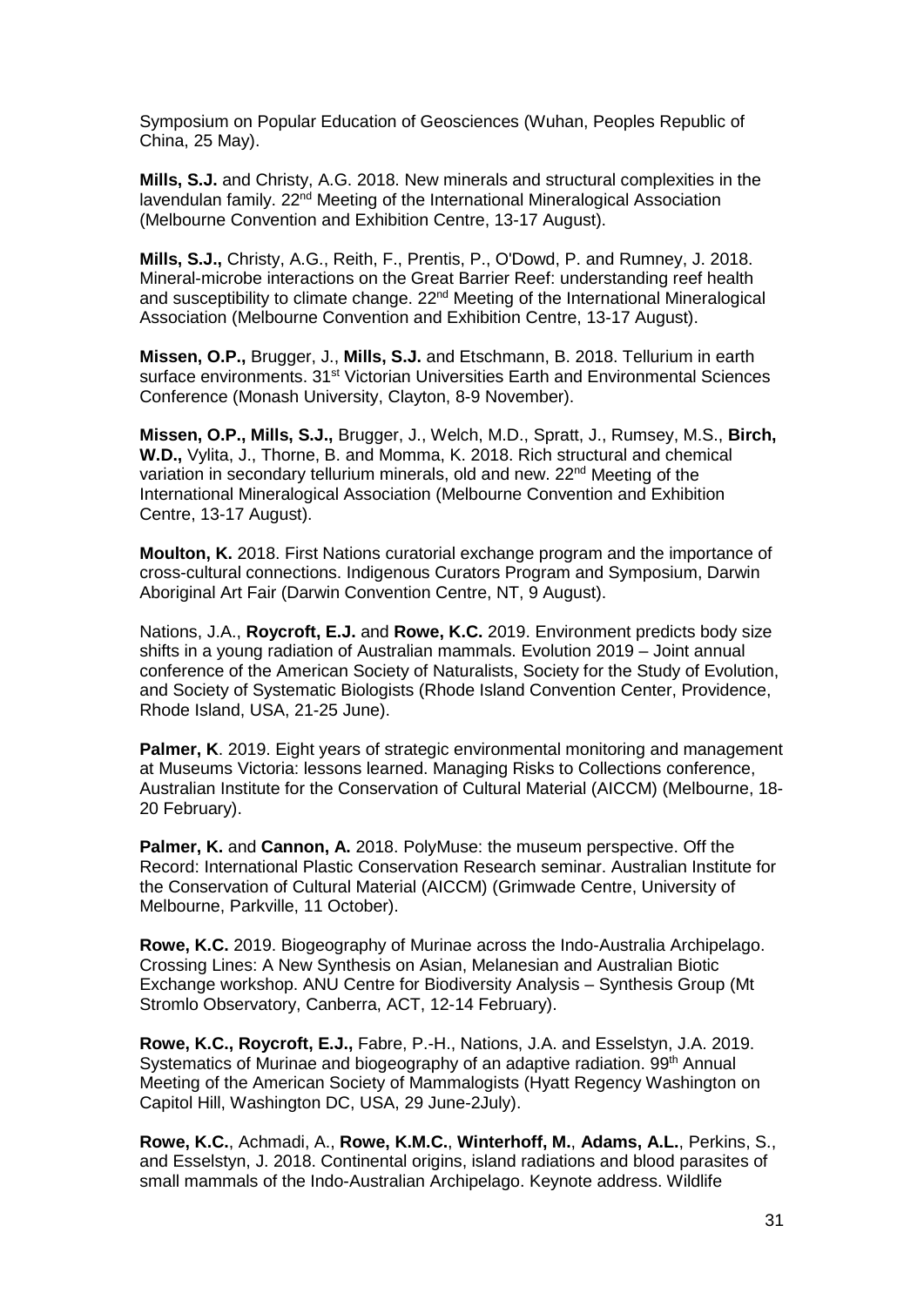Symposium on Popular Education of Geosciences (Wuhan, Peoples Republic of China, 25 May).

**Mills, S.J.** and Christy, A.G. 2018. New minerals and structural complexities in the lavendulan family. 22nd Meeting of the International Mineralogical Association (Melbourne Convention and Exhibition Centre, 13-17 August).

**Mills, S.J.,** Christy, A.G., Reith, F., Prentis, P., O'Dowd, P. and Rumney, J. 2018. Mineral-microbe interactions on the Great Barrier Reef: understanding reef health and susceptibility to climate change. 22nd Meeting of the International Mineralogical Association (Melbourne Convention and Exhibition Centre, 13-17 August).

**Missen, O.P.,** Brugger, J., **Mills, S.J.** and Etschmann, B. 2018. Tellurium in earth surface environments. 31st Victorian Universities Earth and Environmental Sciences Conference (Monash University, Clayton, 8-9 November).

**Missen, O.P., Mills, S.J.,** Brugger, J., Welch, M.D., Spratt, J., Rumsey, M.S., **Birch, W.D.,** Vylita, J., Thorne, B. and Momma, K. 2018. Rich structural and chemical variation in secondary tellurium minerals, old and new. 22nd Meeting of the International Mineralogical Association (Melbourne Convention and Exhibition Centre, 13-17 August).

**Moulton, K.** 2018. First Nations curatorial exchange program and the importance of cross-cultural connections. Indigenous Curators Program and Symposium, Darwin Aboriginal Art Fair (Darwin Convention Centre, NT, 9 August).

Nations, J.A., **Roycroft, E.J.** and **Rowe, K.C.** 2019. Environment predicts body size shifts in a young radiation of Australian mammals. Evolution 2019 – Joint annual conference of the American Society of Naturalists, Society for the Study of Evolution, and Society of Systematic Biologists (Rhode Island Convention Center, Providence, Rhode Island, USA, 21-25 June).

**Palmer, K**. 2019. Eight years of strategic environmental monitoring and management at Museums Victoria: lessons learned. Managing Risks to Collections conference, Australian Institute for the Conservation of Cultural Material (AICCM) (Melbourne, 18-20 February).

**Palmer, K.** and **Cannon, A.** 2018. PolyMuse: the museum perspective. Off the Record: International Plastic Conservation Research seminar. Australian Institute for the Conservation of Cultural Material (AICCM) (Grimwade Centre, University of Melbourne, Parkville, 11 October).

**Rowe, K.C.** 2019. Biogeography of Murinae across the Indo-Australia Archipelago. Crossing Lines: A New Synthesis on Asian, Melanesian and Australian Biotic Exchange workshop. ANU Centre for Biodiversity Analysis – Synthesis Group (Mt Stromlo Observatory, Canberra, ACT, 12-14 February).

**Rowe, K.C., Roycroft, E.J.,** Fabre, P.-H., Nations, J.A. and Esselstyn, J.A. 2019. Systematics of Murinae and biogeography of an adaptive radiation. 99th Annual Meeting of the American Society of Mammalogists (Hyatt Regency Washington on Capitol Hill, Washington DC, USA, 29 June-2July).

**Rowe, K.C.**, Achmadi, A., **Rowe, K.M.C.**, **Winterhoff, M.**, **Adams, A.L.**, Perkins, S., and Esselstyn, J. 2018. Continental origins, island radiations and blood parasites of small mammals of the Indo-Australian Archipelago. Keynote address. Wildlife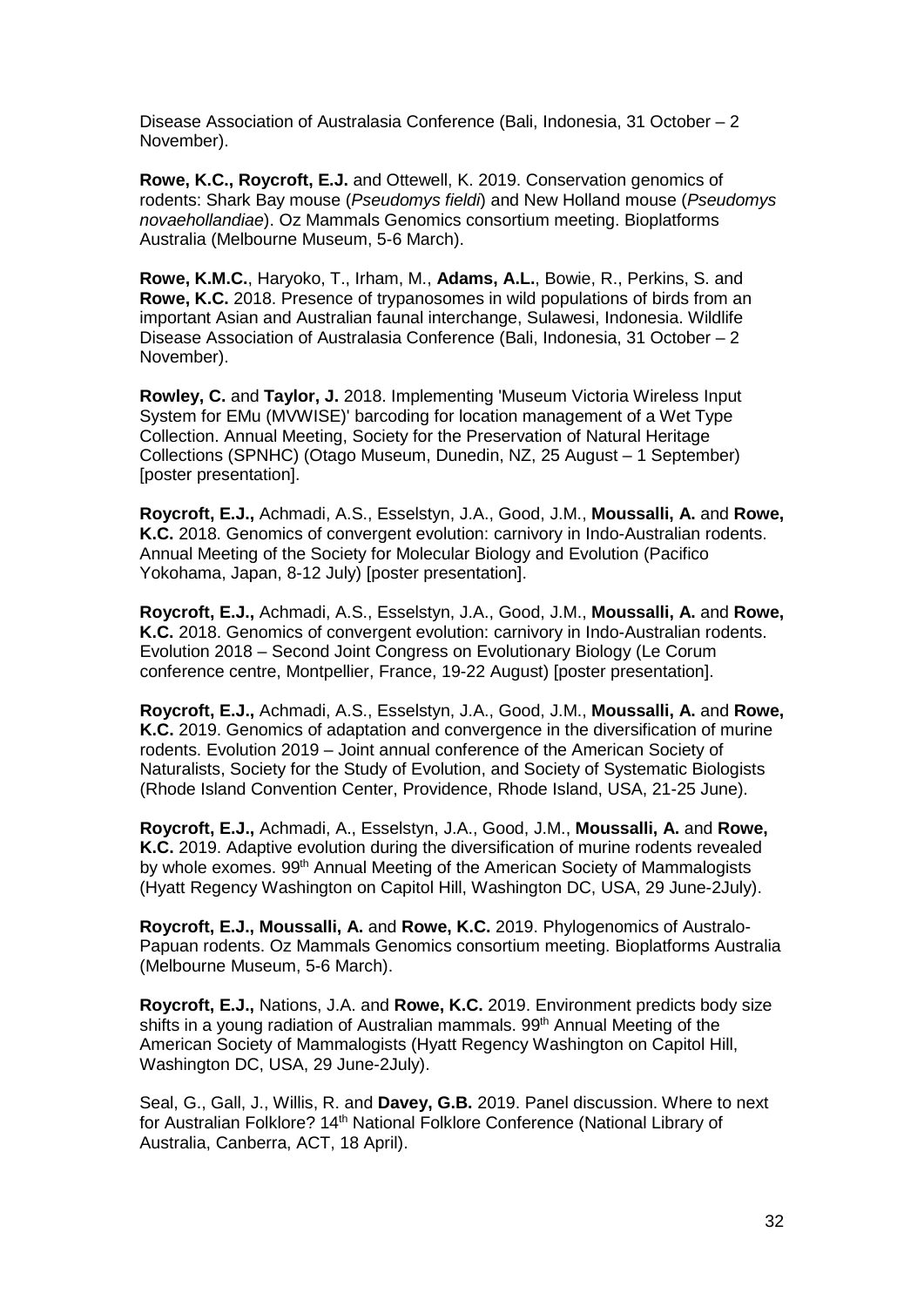Disease Association of Australasia Conference (Bali, Indonesia, 31 October – 2 November).

**Rowe, K.C., Roycroft, E.J.** and Ottewell, K. 2019. Conservation genomics of rodents: Shark Bay mouse (*Pseudomys fieldi*) and New Holland mouse (*Pseudomys novaehollandiae*). Oz Mammals Genomics consortium meeting. Bioplatforms Australia (Melbourne Museum, 5-6 March).

**Rowe, K.M.C.**, Haryoko, T., Irham, M., **Adams, A.L.**, Bowie, R., Perkins, S. and **Rowe, K.C.** 2018. Presence of trypanosomes in wild populations of birds from an important Asian and Australian faunal interchange, Sulawesi, Indonesia. Wildlife Disease Association of Australasia Conference (Bali, Indonesia, 31 October – 2 November).

**Rowley, C.** and **Taylor, J.** 2018. Implementing 'Museum Victoria Wireless Input System for EMu (MVWISE)' barcoding for location management of a Wet Type Collection. Annual Meeting, Society for the Preservation of Natural Heritage Collections (SPNHC) (Otago Museum, Dunedin, NZ, 25 August – 1 September) [poster presentation].

**Roycroft, E.J.,** Achmadi, A.S., Esselstyn, J.A., Good, J.M., **Moussalli, A.** and **Rowe, K.C.** 2018. Genomics of convergent evolution: carnivory in Indo-Australian rodents. Annual Meeting of the Society for Molecular Biology and Evolution (Pacifico Yokohama, Japan, 8-12 July) [poster presentation].

**Roycroft, E.J.,** Achmadi, A.S., Esselstyn, J.A., Good, J.M., **Moussalli, A.** and **Rowe, K.C.** 2018. Genomics of convergent evolution: carnivory in Indo-Australian rodents. Evolution 2018 – Second Joint Congress on Evolutionary Biology (Le Corum conference centre, Montpellier, France, 19-22 August) [poster presentation].

**Roycroft, E.J.,** Achmadi, A.S., Esselstyn, J.A., Good, J.M., **Moussalli, A.** and **Rowe, K.C.** 2019. Genomics of adaptation and convergence in the diversification of murine rodents. Evolution 2019 – Joint annual conference of the American Society of Naturalists, Society for the Study of Evolution, and Society of Systematic Biologists (Rhode Island Convention Center, Providence, Rhode Island, USA, 21-25 June).

**Roycroft, E.J.,** Achmadi, A., Esselstyn, J.A., Good, J.M., **Moussalli, A.** and **Rowe, K.C.** 2019. Adaptive evolution during the diversification of murine rodents revealed by whole exomes. 99th Annual Meeting of the American Society of Mammalogists (Hyatt Regency Washington on Capitol Hill, Washington DC, USA, 29 June-2July).

**Roycroft, E.J., Moussalli, A.** and **Rowe, K.C.** 2019. Phylogenomics of Australo-Papuan rodents. Oz Mammals Genomics consortium meeting. Bioplatforms Australia (Melbourne Museum, 5-6 March).

**Roycroft, E.J.,** Nations, J.A. and **Rowe, K.C.** 2019. Environment predicts body size shifts in a young radiation of Australian mammals. 99th Annual Meeting of the American Society of Mammalogists (Hyatt Regency Washington on Capitol Hill, Washington DC, USA, 29 June-2July).

Seal, G., Gall, J., Willis, R. and **Davey, G.B.** 2019. Panel discussion. Where to next for Australian Folklore? 14th National Folklore Conference (National Library of Australia, Canberra, ACT, 18 April).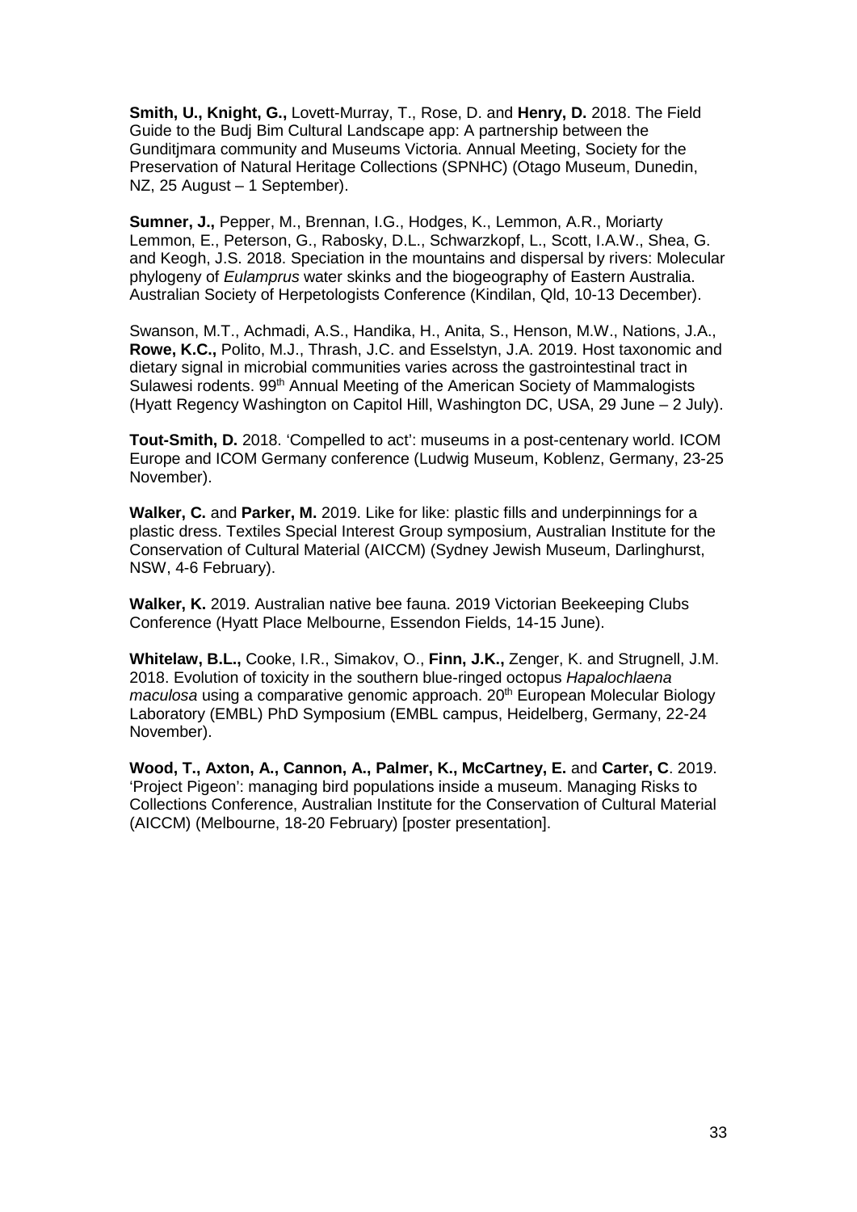**Smith, U., Knight, G.,** Lovett-Murray, T., Rose, D. and **Henry, D.** 2018. The Field Guide to the Budj Bim Cultural Landscape app: A partnership between the Gunditjmara community and Museums Victoria. Annual Meeting, Society for the Preservation of Natural Heritage Collections (SPNHC) (Otago Museum, Dunedin, NZ, 25 August – 1 September).

**Sumner, J.,** Pepper, M., Brennan, I.G., Hodges, K., Lemmon, A.R., Moriarty Lemmon, E., Peterson, G., Rabosky, D.L., Schwarzkopf, L., Scott, I.A.W., Shea, G. and Keogh, J.S. 2018. Speciation in the mountains and dispersal by rivers: Molecular phylogeny of *Eulamprus* water skinks and the biogeography of Eastern Australia. Australian Society of Herpetologists Conference (Kindilan, Qld, 10-13 December).

Swanson, M.T., Achmadi, A.S., Handika, H., Anita, S., Henson, M.W., Nations, J.A., **Rowe, K.C.,** Polito, M.J., Thrash, J.C. and Esselstyn, J.A. 2019. Host taxonomic and dietary signal in microbial communities varies across the gastrointestinal tract in Sulawesi rodents. 99th Annual Meeting of the American Society of Mammalogists (Hyatt Regency Washington on Capitol Hill, Washington DC, USA, 29 June – 2 July).

**Tout-Smith, D.** 2018. 'Compelled to act': museums in a post-centenary world. ICOM Europe and ICOM Germany conference (Ludwig Museum, Koblenz, Germany, 23-25 November).

**Walker, C.** and **Parker, M.** 2019. Like for like: plastic fills and underpinnings for a plastic dress. Textiles Special Interest Group symposium, Australian Institute for the Conservation of Cultural Material (AICCM) (Sydney Jewish Museum, Darlinghurst, NSW, 4-6 February).

**Walker, K.** 2019. Australian native bee fauna. 2019 Victorian Beekeeping Clubs Conference (Hyatt Place Melbourne, Essendon Fields, 14-15 June).

**Whitelaw, B.L.,** Cooke, I.R., Simakov, O., **Finn, J.K.,** Zenger, K. and Strugnell, J.M. 2018. Evolution of toxicity in the southern blue-ringed octopus *Hapalochlaena maculosa* using a comparative genomic approach. 20th European Molecular Biology Laboratory (EMBL) PhD Symposium (EMBL campus, Heidelberg, Germany, 22-24 November).

**Wood, T., Axton, A., Cannon, A., Palmer, K., McCartney, E.** and **Carter, C**. 2019. 'Project Pigeon': managing bird populations inside a museum. Managing Risks to Collections Conference, Australian Institute for the Conservation of Cultural Material (AICCM) (Melbourne, 18-20 February) [poster presentation].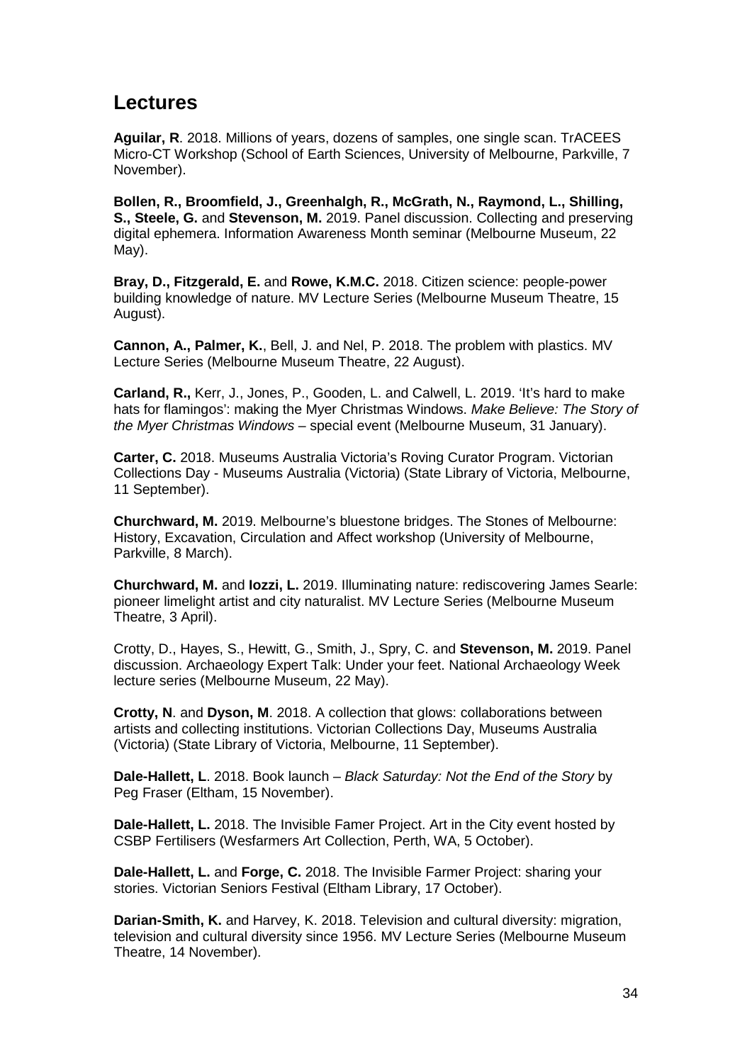## Lectures

**Aguilar, R**. 2018. Millions of years, dozens of samples, one single scan. TrACEES Micro-CT Workshop (School of Earth Sciences, University of Melbourne, Parkville, 7 November).

**Bollen, R., Broomfield, J., Greenhalgh, R., McGrath, N., Raymond, L., Shilling, S., Steele, G.** and **Stevenson, M.** 2019. Panel discussion. Collecting and preserving digital ephemera. Information Awareness Month seminar (Melbourne Museum, 22 May).

**Bray, D., Fitzgerald, E.** and **Rowe, K.M.C.** 2018. Citizen science: people-power building knowledge of nature. MV Lecture Series (Melbourne Museum Theatre, 15 August).

**Cannon, A., Palmer, K.**, Bell, J. and Nel, P. 2018. The problem with plastics. MV Lecture Series (Melbourne Museum Theatre, 22 August).

**Carland, R.,** Kerr, J., Jones, P., Gooden, L. and Calwell, L. 2019. 'It's hard to make hats for flamingos': making the Myer Christmas Windows. *Make Believe: The Story of the Myer Christmas Windows* – special event (Melbourne Museum, 31 January).

**Carter, C.** 2018. Museums Australia Victoria's Roving Curator Program. Victorian Collections Day - Museums Australia (Victoria) (State Library of Victoria, Melbourne, 11 September).

**Churchward, M.** 2019. Melbourne's bluestone bridges. The Stones of Melbourne: History, Excavation, Circulation and Affect workshop (University of Melbourne, Parkville, 8 March).

**Churchward, M.** and **Iozzi, L.** 2019. Illuminating nature: rediscovering James Searle: pioneer limelight artist and city naturalist. MV Lecture Series (Melbourne Museum Theatre, 3 April).

Crotty, D., Hayes, S., Hewitt, G., Smith, J., Spry, C. and **Stevenson, M.** 2019. Panel discussion. Archaeology Expert Talk: Under your feet. National Archaeology Week lecture series (Melbourne Museum, 22 May).

**Crotty, N**. and **Dyson, M**. 2018. A collection that glows: collaborations between artists and collecting institutions. Victorian Collections Day, Museums Australia (Victoria) (State Library of Victoria, Melbourne, 11 September).

**Dale-Hallett, L**. 2018. Book launch – *Black Saturday: Not the End of the Story* by Peg Fraser (Eltham, 15 November).

**Dale-Hallett, L.** 2018. The Invisible Famer Project. Art in the City event hosted by CSBP Fertilisers (Wesfarmers Art Collection, Perth, WA, 5 October).

**Dale-Hallett, L.** and **Forge, C.** 2018. The Invisible Farmer Project: sharing your stories. Victorian Seniors Festival (Eltham Library, 17 October).

**Darian-Smith, K.** and Harvey, K. 2018. Television and cultural diversity: migration, television and cultural diversity since 1956. MV Lecture Series (Melbourne Museum Theatre, 14 November).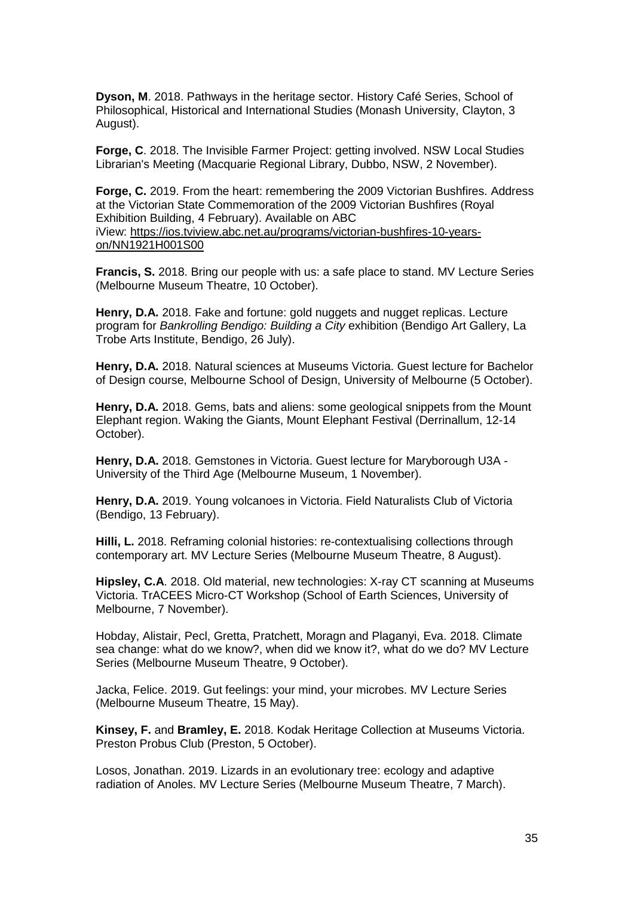**Dyson, M**. 2018. Pathways in the heritage sector. History Café Series, School of Philosophical, Historical and International Studies (Monash University, Clayton, 3 August).

**Forge, C**. 2018. The Invisible Farmer Project: getting involved. NSW Local Studies Librarian's Meeting (Macquarie Regional Library, Dubbo, NSW, 2 November).

**Forge, C.** 2019. From the heart: remembering the 2009 Victorian Bushfires. Address at the Victorian State Commemoration of the 2009 Victorian Bushfires (Royal Exhibition Building, 4 February). Available on ABC iView: [https://ios.tviview.abc.net.au/programs/victorian-bushfires-10-years-on/NN1921H001S00](https://ios.tviview.abc.net.au/programs/victorian-bushfires-10-years-on/NN1921H001S00)

**Francis, S.** 2018. Bring our people with us: a safe place to stand. MV Lecture Series (Melbourne Museum Theatre, 10 October).

**Henry, D.A.** 2018. Fake and fortune: gold nuggets and nugget replicas. Lecture program for *Bankrolling Bendigo: Building a City* exhibition (Bendigo Art Gallery, La Trobe Arts Institute, Bendigo, 26 July).

**Henry, D.A.** 2018. Natural sciences at Museums Victoria. Guest lecture for Bachelor of Design course, Melbourne School of Design, University of Melbourne (5 October).

**Henry, D.A.** 2018. Gems, bats and aliens: some geological snippets from the Mount Elephant region. Waking the Giants, Mount Elephant Festival (Derrinallum, 12-14 October).

**Henry, D.A.** 2018. Gemstones in Victoria. Guest lecture for Maryborough U3A - University of the Third Age (Melbourne Museum, 1 November).

**Henry, D.A.** 2019. Young volcanoes in Victoria. Field Naturalists Club of Victoria (Bendigo, 13 February).

**Hilli, L.** 2018. Reframing colonial histories: re-contextualising collections through contemporary art. MV Lecture Series (Melbourne Museum Theatre, 8 August).

**Hipsley, C.A**. 2018. Old material, new technologies: X-ray CT scanning at Museums Victoria. TrACEES Micro-CT Workshop (School of Earth Sciences, University of Melbourne, 7 November).

Hobday, Alistair, Pecl, Gretta, Pratchett, Moragn and Plaganyi, Eva. 2018. Climate sea change: what do we know?, when did we know it?, what do we do? MV Lecture Series (Melbourne Museum Theatre, 9 October).

Jacka, Felice. 2019. Gut feelings: your mind, your microbes. MV Lecture Series (Melbourne Museum Theatre, 15 May).

**Kinsey, F.** and **Bramley, E.** 2018. Kodak Heritage Collection at Museums Victoria. Preston Probus Club (Preston, 5 October).

Losos, Jonathan. 2019. Lizards in an evolutionary tree: ecology and adaptive radiation of Anoles. MV Lecture Series (Melbourne Museum Theatre, 7 March).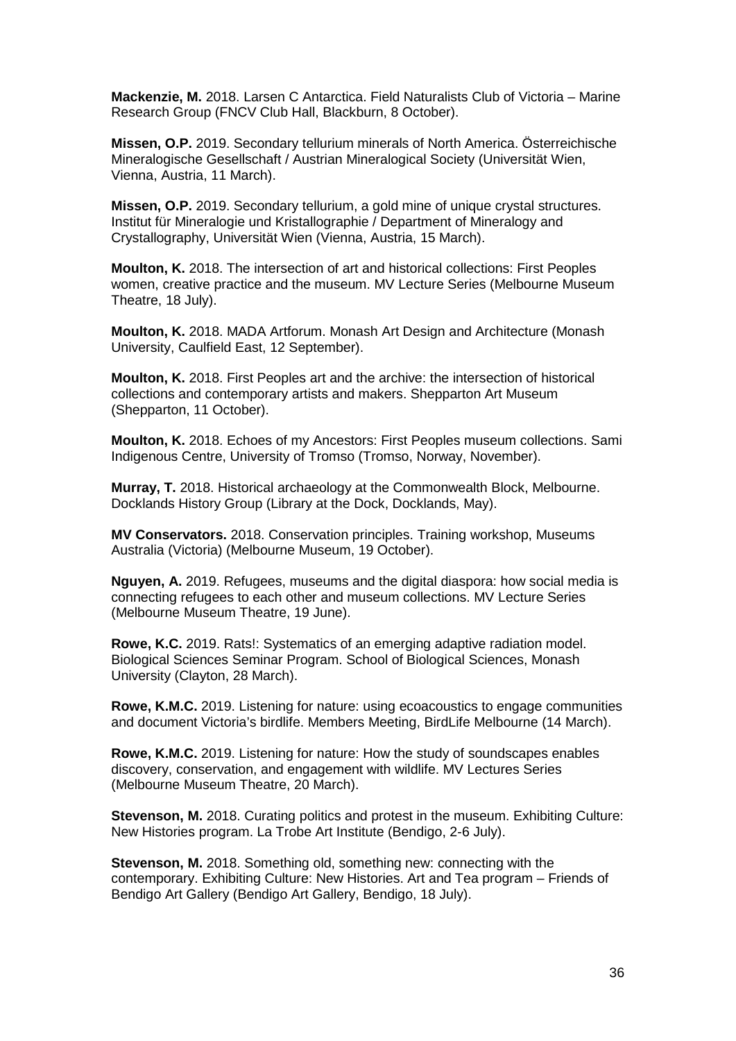**Mackenzie, M.** 2018. Larsen C Antarctica. Field Naturalists Club of Victoria – Marine Research Group (FNCV Club Hall, Blackburn, 8 October).

**Missen, O.P.** 2019. Secondary tellurium minerals of North America. Österreichische Mineralogische Gesellschaft / Austrian Mineralogical Society (Universität Wien, Vienna, Austria, 11 March).

**Missen, O.P.** 2019. Secondary tellurium, a gold mine of unique crystal structures. Institut für Mineralogie und Kristallographie / Department of Mineralogy and Crystallography, Universität Wien (Vienna, Austria, 15 March).

**Moulton, K.** 2018. The intersection of art and historical collections: First Peoples women, creative practice and the museum. MV Lecture Series (Melbourne Museum Theatre, 18 July).

**Moulton, K.** 2018. MADA Artforum. Monash Art Design and Architecture (Monash University, Caulfield East, 12 September).

**Moulton, K.** 2018. First Peoples art and the archive: the intersection of historical collections and contemporary artists and makers. Shepparton Art Museum (Shepparton, 11 October).

**Moulton, K.** 2018. Echoes of my Ancestors: First Peoples museum collections. Sami Indigenous Centre, University of Tromso (Tromso, Norway, November).

**Murray, T.** 2018. Historical archaeology at the Commonwealth Block, Melbourne. Docklands History Group (Library at the Dock, Docklands, May).

**MV Conservators.** 2018. Conservation principles. Training workshop, Museums Australia (Victoria) (Melbourne Museum, 19 October).

**Nguyen, A.** 2019. Refugees, museums and the digital diaspora: how social media is connecting refugees to each other and museum collections. MV Lecture Series (Melbourne Museum Theatre, 19 June).

**Rowe, K.C.** 2019. Rats!: Systematics of an emerging adaptive radiation model. Biological Sciences Seminar Program. School of Biological Sciences, Monash University (Clayton, 28 March).

**Rowe, K.M.C.** 2019. Listening for nature: using ecoacoustics to engage communities and document Victoria's birdlife. Members Meeting, BirdLife Melbourne (14 March).

**Rowe, K.M.C.** 2019. Listening for nature: How the study of soundscapes enables discovery, conservation, and engagement with wildlife. MV Lectures Series (Melbourne Museum Theatre, 20 March).

**Stevenson, M.** 2018. Curating politics and protest in the museum. Exhibiting Culture: New Histories program. La Trobe Art Institute (Bendigo, 2-6 July).

**Stevenson, M.** 2018. Something old, something new: connecting with the contemporary. Exhibiting Culture: New Histories. Art and Tea program – Friends of Bendigo Art Gallery (Bendigo Art Gallery, Bendigo, 18 July).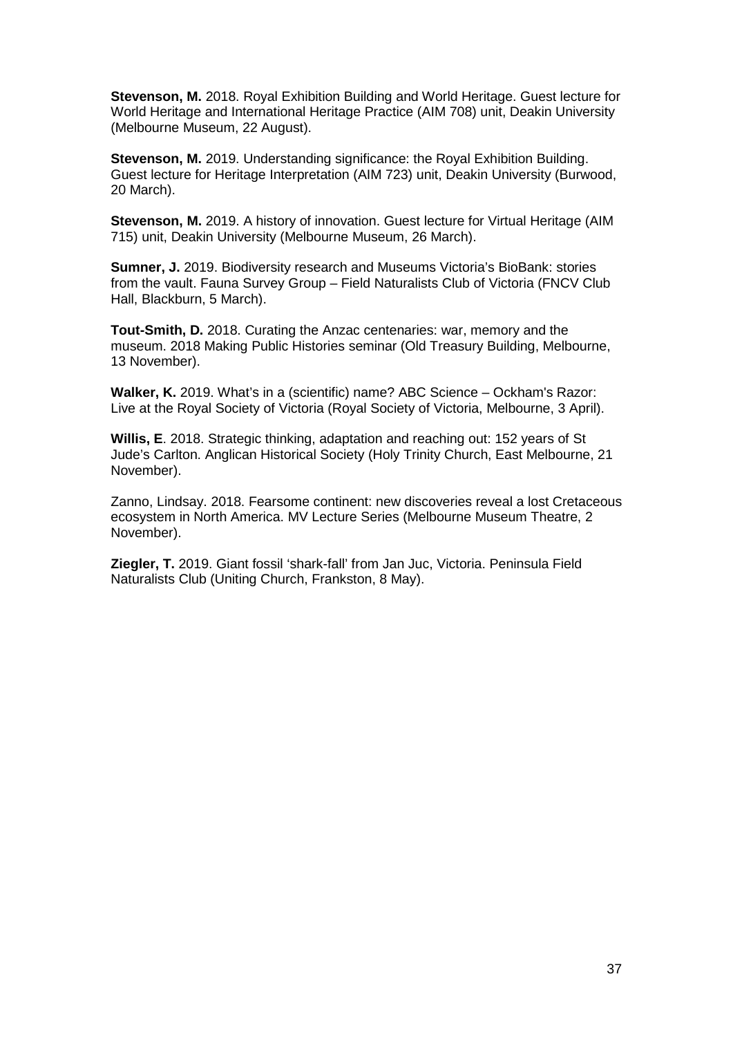**Stevenson, M.** 2018. Royal Exhibition Building and World Heritage. Guest lecture for World Heritage and International Heritage Practice (AIM 708) unit, Deakin University (Melbourne Museum, 22 August).

**Stevenson, M.** 2019. Understanding significance: the Royal Exhibition Building. Guest lecture for Heritage Interpretation (AIM 723) unit, Deakin University (Burwood, 20 March).

**Stevenson, M.** 2019. A history of innovation. Guest lecture for Virtual Heritage (AIM 715) unit, Deakin University (Melbourne Museum, 26 March).

**Sumner, J.** 2019. Biodiversity research and Museums Victoria's BioBank: stories from the vault. Fauna Survey Group – Field Naturalists Club of Victoria (FNCV Club Hall, Blackburn, 5 March).

**Tout-Smith, D.** 2018. Curating the Anzac centenaries: war, memory and the museum. 2018 Making Public Histories seminar (Old Treasury Building, Melbourne, 13 November).

**Walker, K.** 2019. What's in a (scientific) name? ABC Science – Ockham's Razor: Live at the Royal Society of Victoria (Royal Society of Victoria, Melbourne, 3 April).

**Willis, E**. 2018. Strategic thinking, adaptation and reaching out: 152 years of St Jude's Carlton. Anglican Historical Society (Holy Trinity Church, East Melbourne, 21 November).

Zanno, Lindsay. 2018. Fearsome continent: new discoveries reveal a lost Cretaceous ecosystem in North America. MV Lecture Series (Melbourne Museum Theatre, 2 November).

**Ziegler, T.** 2019. Giant fossil 'shark-fall' from Jan Juc, Victoria. Peninsula Field Naturalists Club (Uniting Church, Frankston, 8 May).